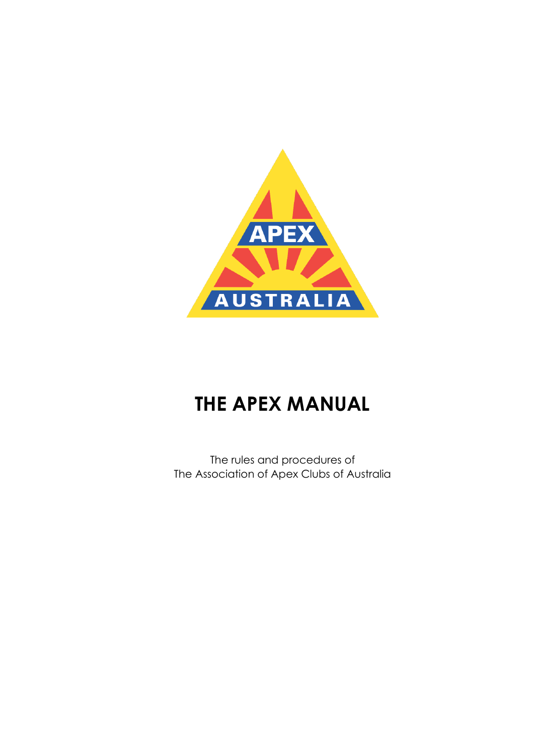# THE APEX MANUAL

The rules and procedures of
The Association of Apex Clubs of Australia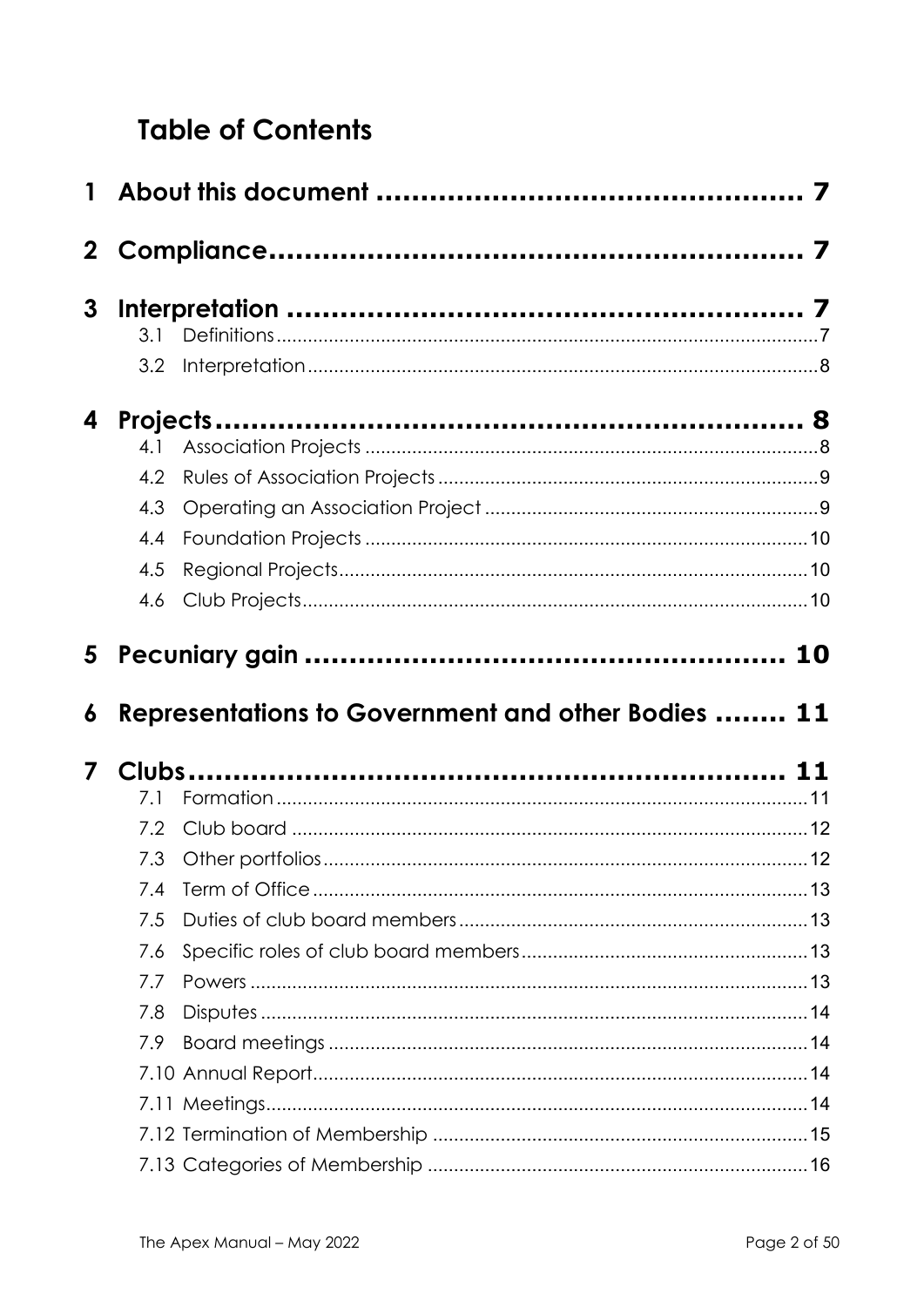# Table of Contents

1 About this document ........................................... 7

2 Compliance ........................................... 7

3 Interpretation ........................................... 7
- 3.1 Definitions ........................................... 7
- 3.2 Interpretation ........................................... 8

4 Projects ........................................... 8
- 4.1 Association Projects ........................................... 8
- 4.2 Rules of Association Projects ........................................... 9
- 4.3 Operating an Association Project ........................................... 9
- 4.4 Foundation Projects ........................................... 10
- 4.5 Regional Projects ........................................... 10
- 4.6 Club Projects ........................................... 10

5 Pecuniary gain ........................................... 10

6 Representations to Government and other Bodies ........ 11

7 Clubs ........................................... 11
- 7.1 Formation ........................................... 11
- 7.2 Club board ........................................... 12
- 7.3 Other portfolios ........................................... 12
- 7.4 Term of Office ........................................... 13
- 7.5 Duties of club board members ........................................... 13
- 7.6 Specific roles of club board members ........................................... 13
- 7.7 Powers ........................................... 13
- 7.8 Disputes ........................................... 14
- 7.9 Board meetings ........................................... 14
- 7.10 Annual Report ........................................... 14
- 7.11 Meetings ........................................... 14
- 7.12 Termination of Membership ........................................... 15
- 7.13 Categories of Membership ........................................... 16

The Apex Manual – May 2022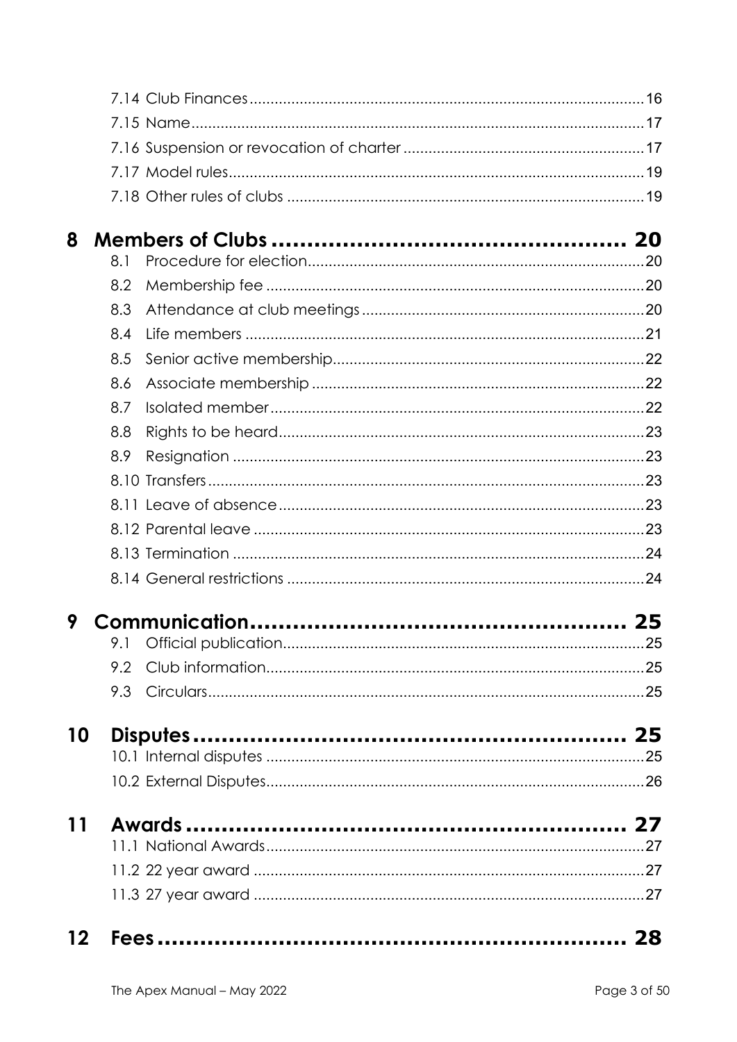7.14 Club Finances ... 16
7.15 Name ... 17
7.16 Suspension or revocation of charter ... 17
7.17 Model rules ... 19
7.18 Other rules of clubs ... 19

**8 Members of Clubs ... 20**

8.1 Procedure for election ... 20
8.2 Membership fee ... 20
8.3 Attendance at club meetings ... 20
8.4 Life members ... 21
8.5 Senior active membership ... 22
8.6 Associate membership ... 22
8.7 Isolated member ... 22
8.8 Rights to be heard ... 23
8.9 Resignation ... 23
8.10 Transfers ... 23
8.11 Leave of absence ... 23
8.12 Parental leave ... 23
8.13 Termination ... 24
8.14 General restrictions ... 24

**9 Communication ... 25**

9.1 Official publication ... 25
9.2 Club information ... 25
9.3 Circulars ... 25

**10 Disputes ... 25**

10.1 Internal disputes ... 25
10.2 External Disputes ... 26

**11 Awards ... 27**

11.1 National Awards ... 27
11.2 22 year award ... 27
11.3 27 year award ... 27

**12 Fees ... 28**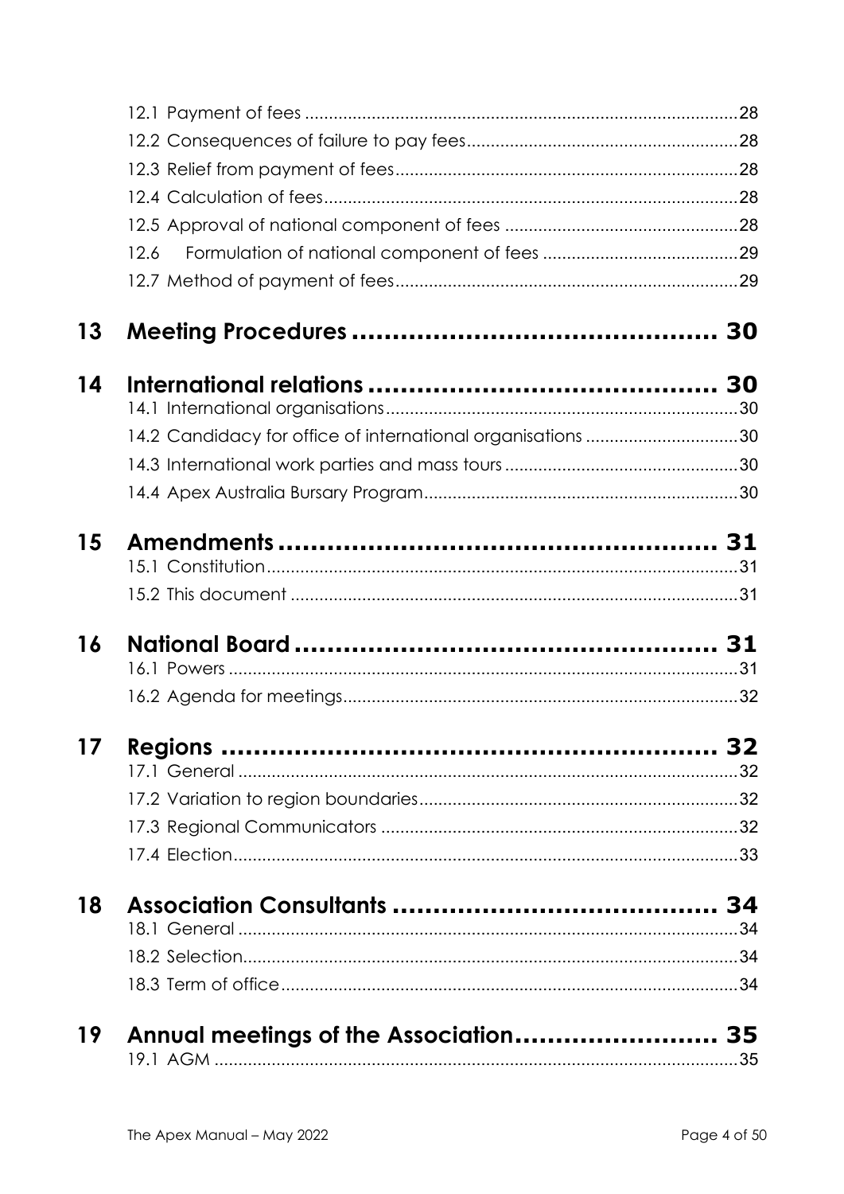12.1 Payment of fees ........................................................................................28

12.2 Consequences of failure to pay fees........................................................28

12.3 Relief from payment of fees.......................................................................28

12.4 Calculation of fees.......................................................................................28

12.5 Approval of national component of fees ...............................................28

12.6 Formulation of national component of fees ........................................29

12.7 Method of payment of fees.......................................................................29

**13 Meeting Procedures ............................................ 30**

**14 International relations ........................................... 30**

14.1 International organisations.........................................................................30

14.2 Candidacy for office of international organisations ...............................30

14.3 International work parties and mass tours ................................................30

14.4 Apex Australia Bursary Program.................................................................30

**15 Amendments ...................................................... 31**

15.1 Constitution..................................................................................................31

15.2 This document .............................................................................................31

**16 National Board .................................................... 31**

16.1 Powers ..........................................................................................................31

16.2 Agenda for meetings..................................................................................32

**17 Regions .............................................................. 32**

17.1 General ........................................................................................................32

17.2 Variation to region boundaries..................................................................32

17.3 Regional Communicators ..........................................................................32

17.4 Election........................................................................................................33

**18 Association Consultants ....................................... 34**

18.1 General ........................................................................................................34

18.2 Selection.......................................................................................................34

18.3 Term of office...............................................................................................34

**19 Annual meetings of the Association........................ 35**

19.1 AGM ............................................................................................................35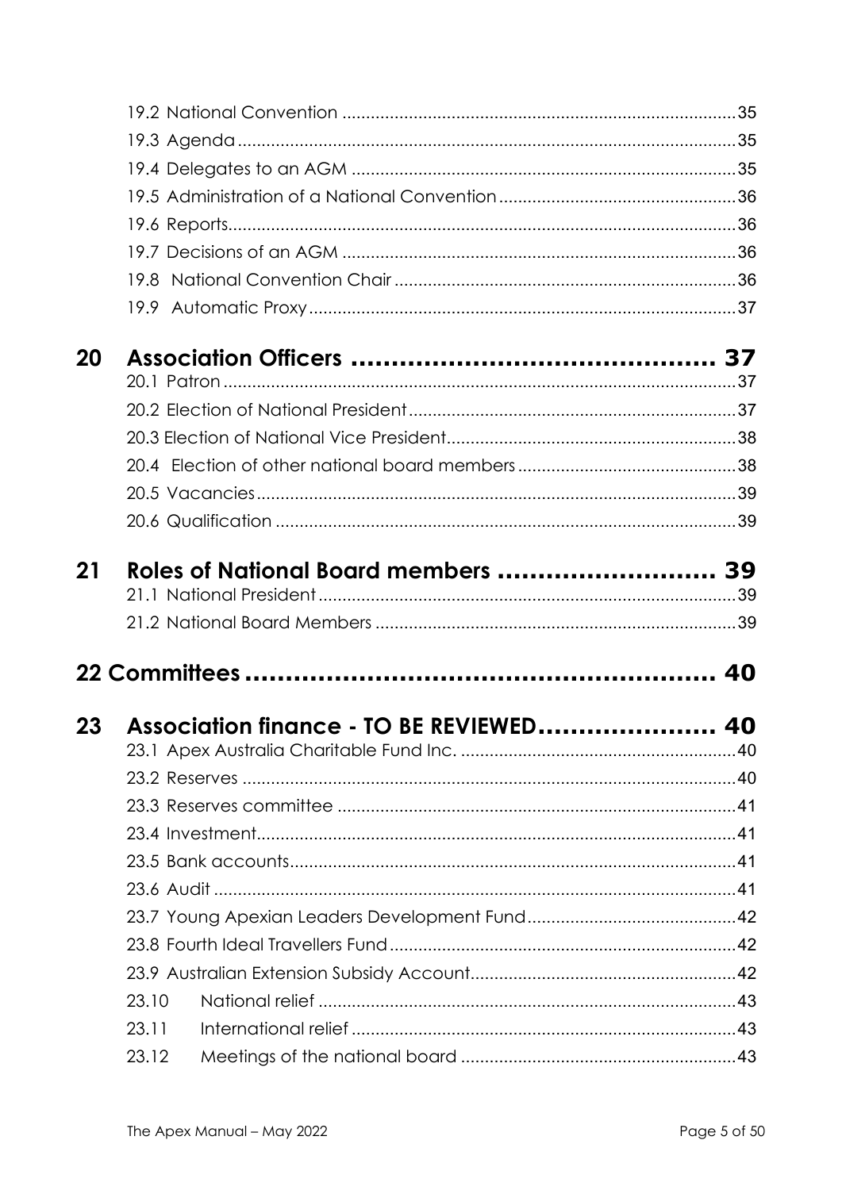19.2 National Convention ....................................................................................35
19.3 Agenda ...........................................................................................................35
19.4 Delegates to an AGM ...................................................................................35
19.5 Administration of a National Convention ...................................................36
19.6 Reports............................................................................................................36
19.7 Decisions of an AGM .....................................................................................36
19.8 National Convention Chair ..........................................................................36
19.9 Automatic Proxy............................................................................................37

**20 Association Officers ............................................ 37**

20.1 Patron ..............................................................................................................37
20.2 Election of National President......................................................................37
20.3 Election of National Vice President..............................................................38
20.4 Election of other national board members ................................................38
20.5 Vacancies.......................................................................................................39
20.6 Qualification ..................................................................................................39

**21 Roles of National Board members ........................... 39**

21.1 National President .........................................................................................39
21.2 National Board Members .............................................................................39

**22 Committees ............................................................ 40**

**23 Association finance - TO BE REVIEWED...................... 40**

23.1 Apex Australia Charitable Fund Inc. ...........................................................40
23.2 Reserves .........................................................................................................40
23.3 Reserves committee .....................................................................................41
23.4 Investment......................................................................................................41
23.5 Bank accounts...............................................................................................41
23.6 Audit ...............................................................................................................41
23.7 Young Apexian Leaders Development Fund..............................................42
23.8 Fourth Ideal Travellers Fund ..........................................................................42
23.9 Australian Extension Subsidy Account.........................................................42
23.10 National relief .........................................................................................43
23.11 International relief ..................................................................................43
23.12 Meetings of the national board ...........................................................43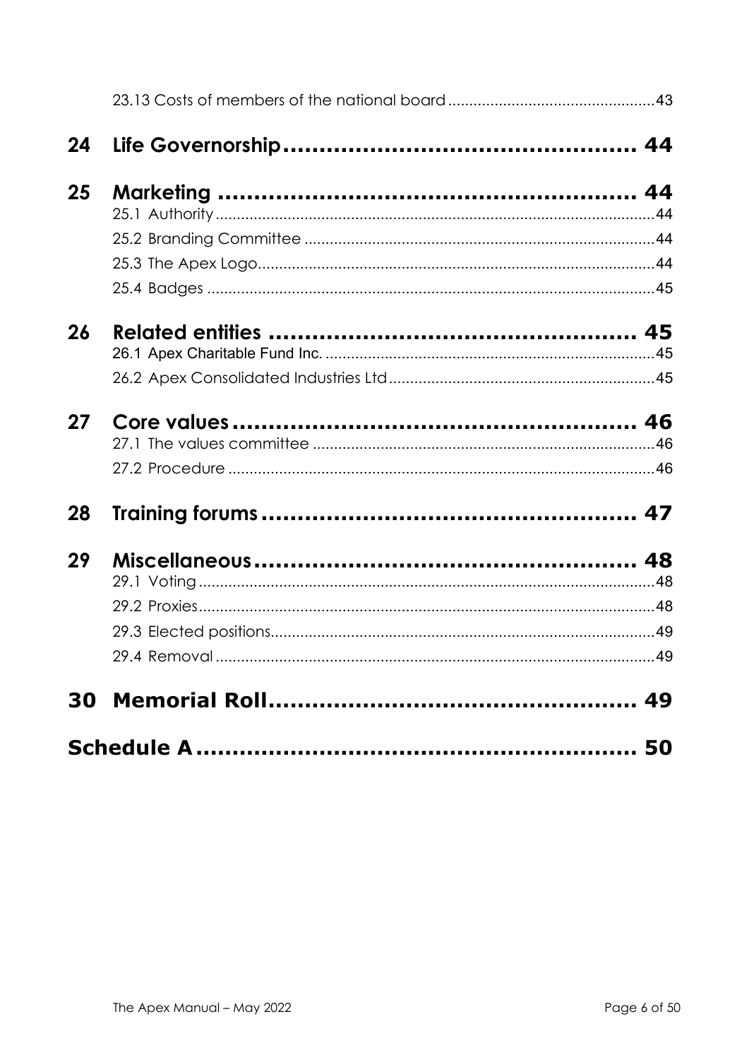23.13 Costs of members of the national board ........................................ 43

**24 Life Governorship .................................................. 44**

**25 Marketing .................................................. 44**

25.1 Authority ........................................................ 44

25.2 Branding Committee ........................................................ 44

25.3 The Apex Logo ........................................................ 44

25.4 Badges ........................................................ 45

**26 Related entities .................................................. 45**

26.1 Apex Charitable Fund Inc. ........................................................ 45

26.2 Apex Consolidated Industries Ltd ........................................................ 45

**27 Core values .................................................. 46**

27.1 The values committee ........................................................ 46

27.2 Procedure ........................................................ 46

**28 Training forums .................................................. 47**

**29 Miscellaneous .................................................. 48**

29.1 Voting ........................................................ 48

29.2 Proxies ........................................................ 48

29.3 Elected positions ........................................................ 49

29.4 Removal ........................................................ 49

**30 Memorial Roll .................................................. 49**

**Schedule A .................................................. 50**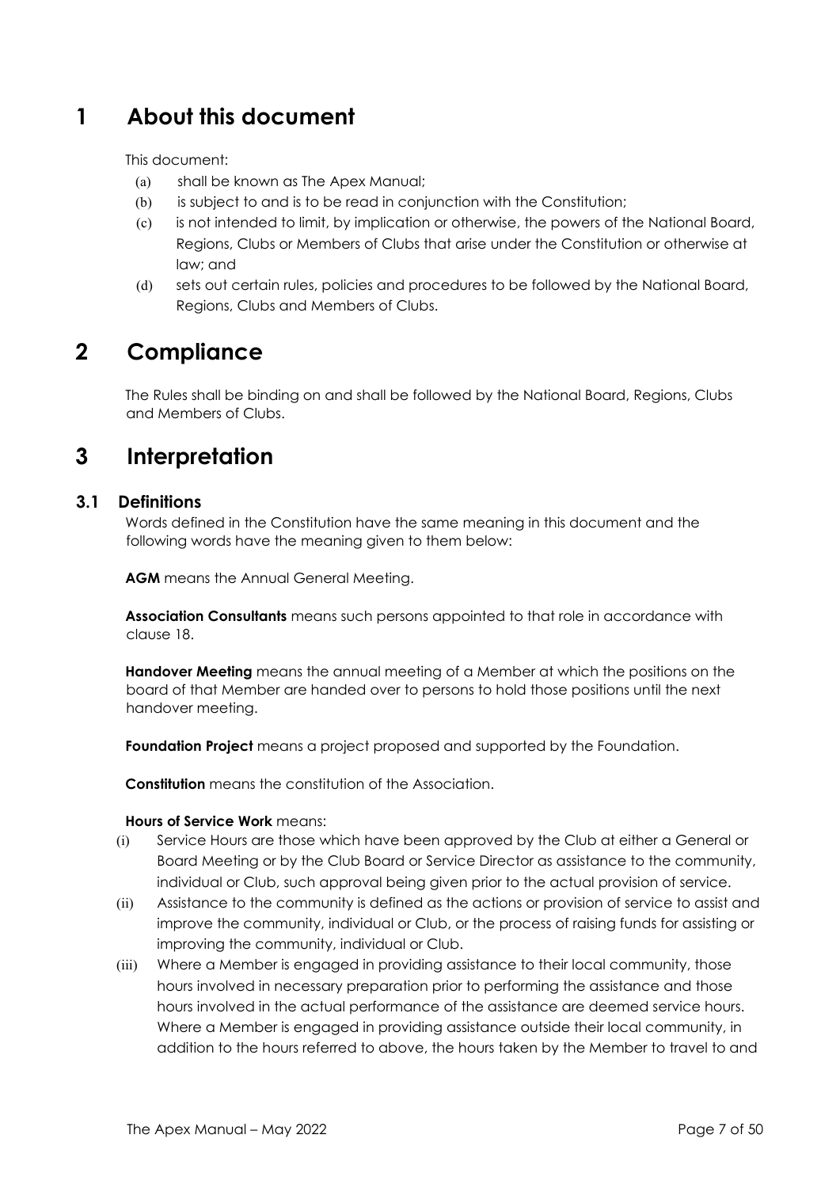# 1 About this document

This document:

- (a) shall be known as The Apex Manual;
- (b) is subject to and is to be read in conjunction with the Constitution;
- (c) is not intended to limit, by implication or otherwise, the powers of the National Board, Regions, Clubs or Members of Clubs that arise under the Constitution or otherwise at law; and
- (d) sets out certain rules, policies and procedures to be followed by the National Board, Regions, Clubs and Members of Clubs.

# 2 Compliance

The Rules shall be binding on and shall be followed by the National Board, Regions, Clubs and Members of Clubs.

# 3 Interpretation

## 3.1 Definitions

Words defined in the Constitution have the same meaning in this document and the following words have the meaning given to them below:

**AGM** means the Annual General Meeting.

**Association Consultants** means such persons appointed to that role in accordance with clause 18.

**Handover Meeting** means the annual meeting of a Member at which the positions on the board of that Member are handed over to persons to hold those positions until the next handover meeting.

**Foundation Project** means a project proposed and supported by the Foundation.

**Constitution** means the constitution of the Association.

**Hours of Service Work** means:

- (i) Service Hours are those which have been approved by the Club at either a General or Board Meeting or by the Club Board or Service Director as assistance to the community, individual or Club, such approval being given prior to the actual provision of service.
- (ii) Assistance to the community is defined as the actions or provision of service to assist and improve the community, individual or Club, or the process of raising funds for assisting or improving the community, individual or Club.
- (iii) Where a Member is engaged in providing assistance to their local community, those hours involved in necessary preparation prior to performing the assistance and those hours involved in the actual performance of the assistance are deemed service hours. Where a Member is engaged in providing assistance outside their local community, in addition to the hours referred to above, the hours taken by the Member to travel to and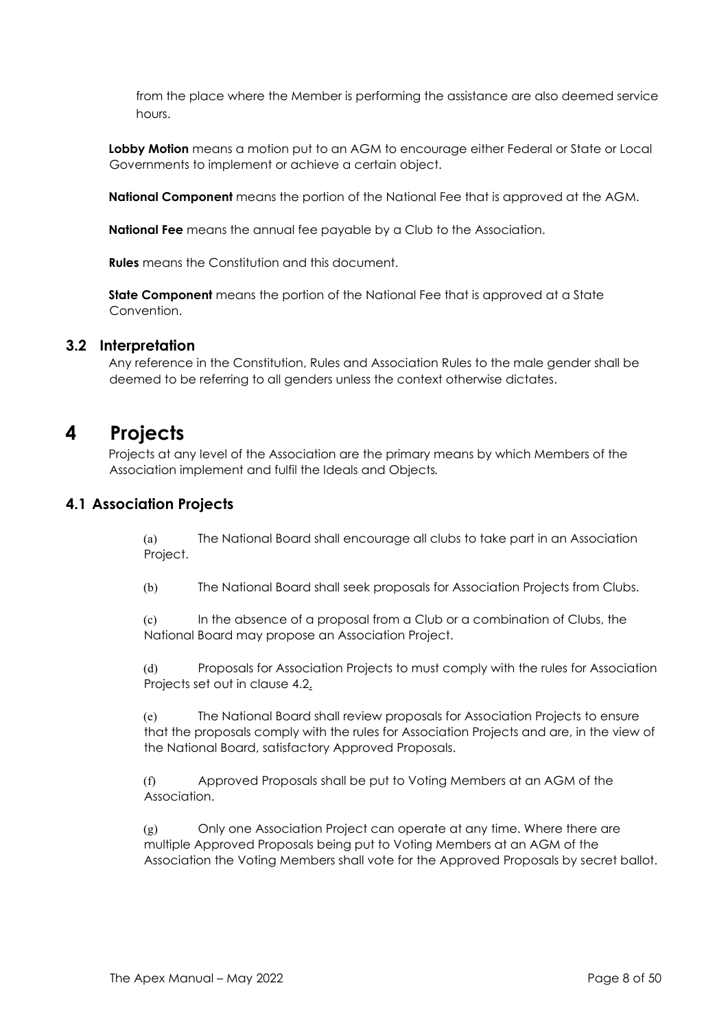from the place where the Member is performing the assistance are also deemed service hours.

**Lobby Motion** means a motion put to an AGM to encourage either Federal or State or Local Governments to implement or achieve a certain object.

**National Component** means the portion of the National Fee that is approved at the AGM.

**National Fee** means the annual fee payable by a Club to the Association.

**Rules** means the Constitution and this document.

**State Component** means the portion of the National Fee that is approved at a State Convention.

### 3.2 Interpretation

Any reference in the Constitution, Rules and Association Rules to the male gender shall be deemed to be referring to all genders unless the context otherwise dictates.

# 4 Projects

Projects at any level of the Association are the primary means by which Members of the Association implement and fulfil the Ideals and Objects.

### 4.1 Association Projects

(a) The National Board shall encourage all clubs to take part in an Association Project.

(b) The National Board shall seek proposals for Association Projects from Clubs.

(c) In the absence of a proposal from a Club or a combination of Clubs, the National Board may propose an Association Project.

(d) Proposals for Association Projects to must comply with the rules for Association Projects set out in clause 4.2.

(e) The National Board shall review proposals for Association Projects to ensure that the proposals comply with the rules for Association Projects and are, in the view of the National Board, satisfactory Approved Proposals.

(f) Approved Proposals shall be put to Voting Members at an AGM of the Association.

(g) Only one Association Project can operate at any time. Where there are multiple Approved Proposals being put to Voting Members at an AGM of the Association the Voting Members shall vote for the Approved Proposals by secret ballot.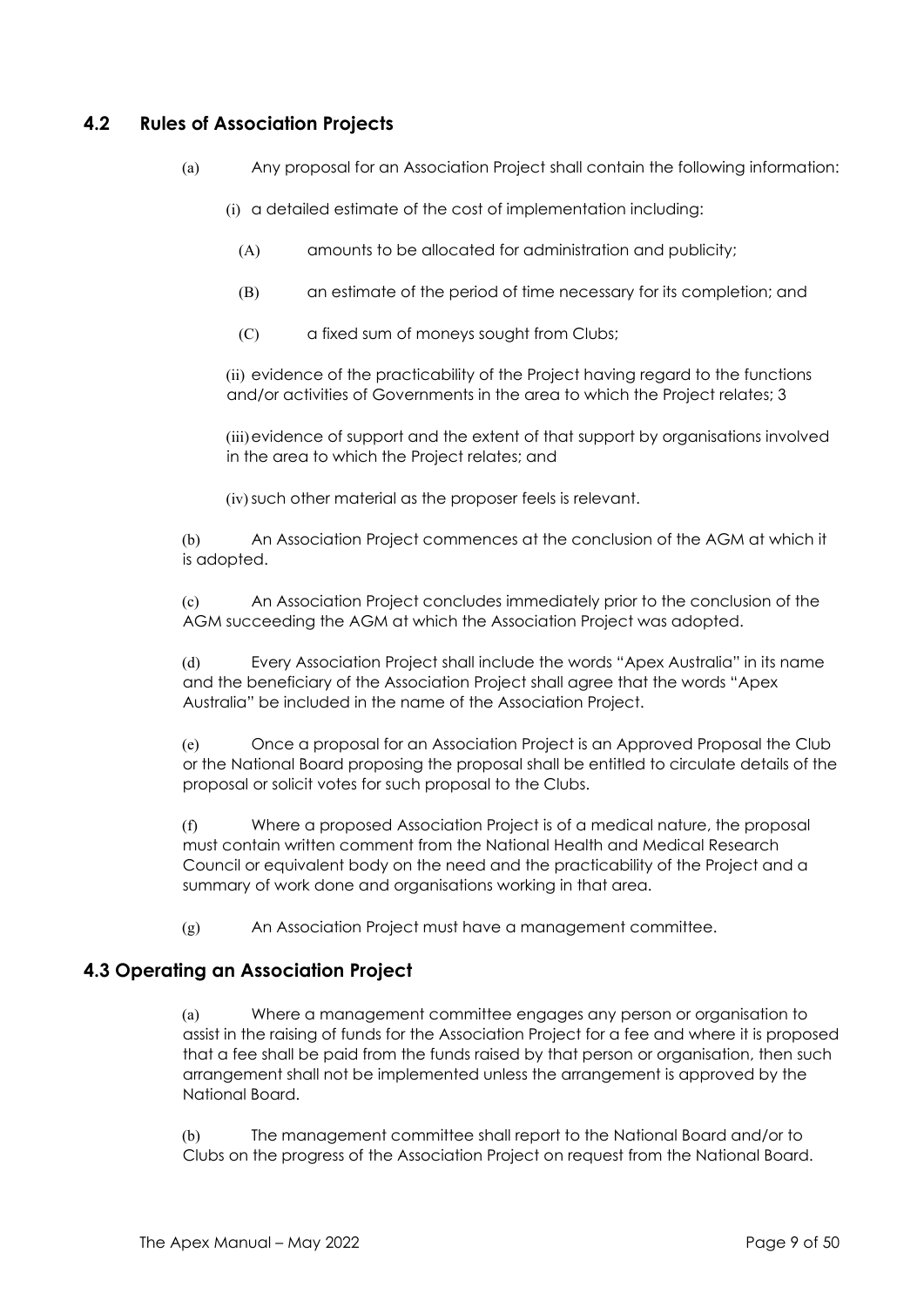## 4.2 Rules of Association Projects

(a) Any proposal for an Association Project shall contain the following information:

(i) a detailed estimate of the cost of implementation including:

(A) amounts to be allocated for administration and publicity;

(B) an estimate of the period of time necessary for its completion; and

(C) a fixed sum of moneys sought from Clubs;

(ii) evidence of the practicability of the Project having regard to the functions and/or activities of Governments in the area to which the Project relates; 3

(iii) evidence of support and the extent of that support by organisations involved in the area to which the Project relates; and

(iv) such other material as the proposer feels is relevant.

(b) An Association Project commences at the conclusion of the AGM at which it is adopted.

(c) An Association Project concludes immediately prior to the conclusion of the AGM succeeding the AGM at which the Association Project was adopted.

(d) Every Association Project shall include the words "Apex Australia" in its name and the beneficiary of the Association Project shall agree that the words "Apex Australia" be included in the name of the Association Project.

(e) Once a proposal for an Association Project is an Approved Proposal the Club or the National Board proposing the proposal shall be entitled to circulate details of the proposal or solicit votes for such proposal to the Clubs.

(f) Where a proposed Association Project is of a medical nature, the proposal must contain written comment from the National Health and Medical Research Council or equivalent body on the need and the practicability of the Project and a summary of work done and organisations working in that area.

(g) An Association Project must have a management committee.

## 4.3 Operating an Association Project

(a) Where a management committee engages any person or organisation to assist in the raising of funds for the Association Project for a fee and where it is proposed that a fee shall be paid from the funds raised by that person or organisation, then such arrangement shall not be implemented unless the arrangement is approved by the National Board.

(b) The management committee shall report to the National Board and/or to Clubs on the progress of the Association Project on request from the National Board.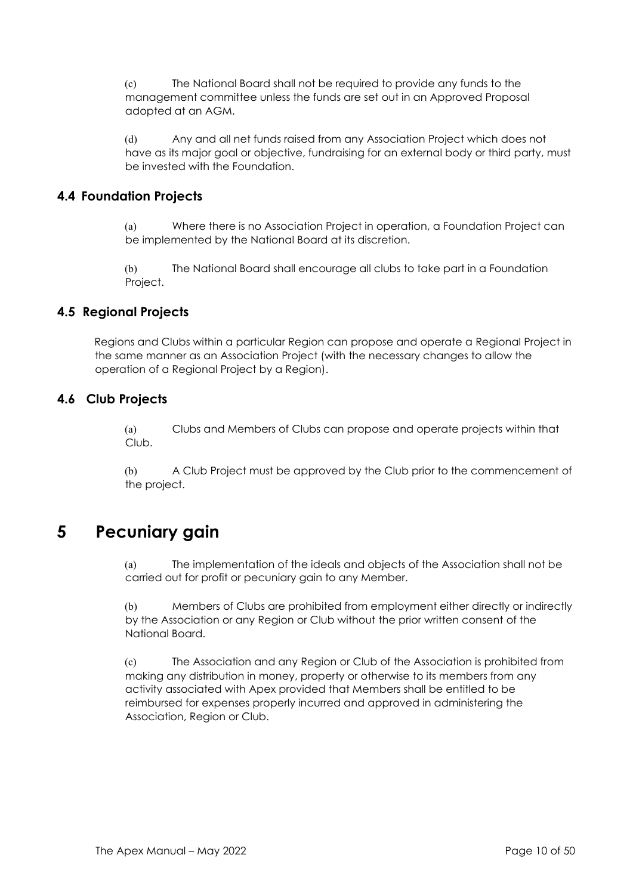(c) The National Board shall not be required to provide any funds to the management committee unless the funds are set out in an Approved Proposal adopted at an AGM.

(d) Any and all net funds raised from any Association Project which does not have as its major goal or objective, fundraising for an external body or third party, must be invested with the Foundation.

### 4.4 Foundation Projects

(a) Where there is no Association Project in operation, a Foundation Project can be implemented by the National Board at its discretion.

(b) The National Board shall encourage all clubs to take part in a Foundation Project.

### 4.5 Regional Projects

Regions and Clubs within a particular Region can propose and operate a Regional Project in the same manner as an Association Project (with the necessary changes to allow the operation of a Regional Project by a Region).

### 4.6 Club Projects

(a) Clubs and Members of Clubs can propose and operate projects within that Club.

(b) A Club Project must be approved by the Club prior to the commencement of the project.

## 5 Pecuniary gain

(a) The implementation of the ideals and objects of the Association shall not be carried out for profit or pecuniary gain to any Member.

(b) Members of Clubs are prohibited from employment either directly or indirectly by the Association or any Region or Club without the prior written consent of the National Board.

(c) The Association and any Region or Club of the Association is prohibited from making any distribution in money, property or otherwise to its members from any activity associated with Apex provided that Members shall be entitled to be reimbursed for expenses properly incurred and approved in administering the Association, Region or Club.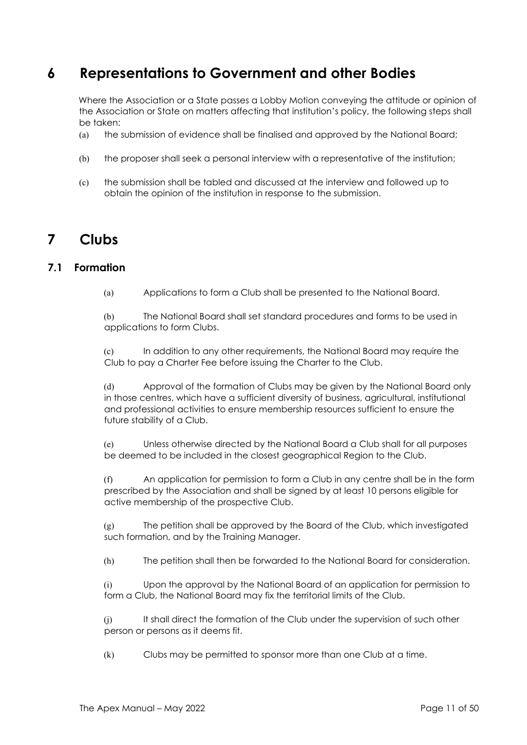# 6 Representations to Government and other Bodies

Where the Association or a State passes a Lobby Motion conveying the attitude or opinion of the Association or State on matters affecting that institution's policy, the following steps shall be taken:

(a) the submission of evidence shall be finalised and approved by the National Board;

(b) the proposer shall seek a personal interview with a representative of the institution;

(c) the submission shall be tabled and discussed at the interview and followed up to obtain the opinion of the institution in response to the submission.

# 7 Clubs

## 7.1 Formation

(a) Applications to form a Club shall be presented to the National Board.

(b) The National Board shall set standard procedures and forms to be used in applications to form Clubs.

(c) In addition to any other requirements, the National Board may require the Club to pay a Charter Fee before issuing the Charter to the Club.

(d) Approval of the formation of Clubs may be given by the National Board only in those centres, which have a sufficient diversity of business, agricultural, institutional and professional activities to ensure membership resources sufficient to ensure the future stability of a Club.

(e) Unless otherwise directed by the National Board a Club shall for all purposes be deemed to be included in the closest geographical Region to the Club.

(f) An application for permission to form a Club in any centre shall be in the form prescribed by the Association and shall be signed by at least 10 persons eligible for active membership of the prospective Club.

(g) The petition shall be approved by the Board of the Club, which investigated such formation, and by the Training Manager.

(h) The petition shall then be forwarded to the National Board for consideration.

(i) Upon the approval by the National Board of an application for permission to form a Club, the National Board may fix the territorial limits of the Club.

(j) It shall direct the formation of the Club under the supervision of such other person or persons as it deems fit.

(k) Clubs may be permitted to sponsor more than one Club at a time.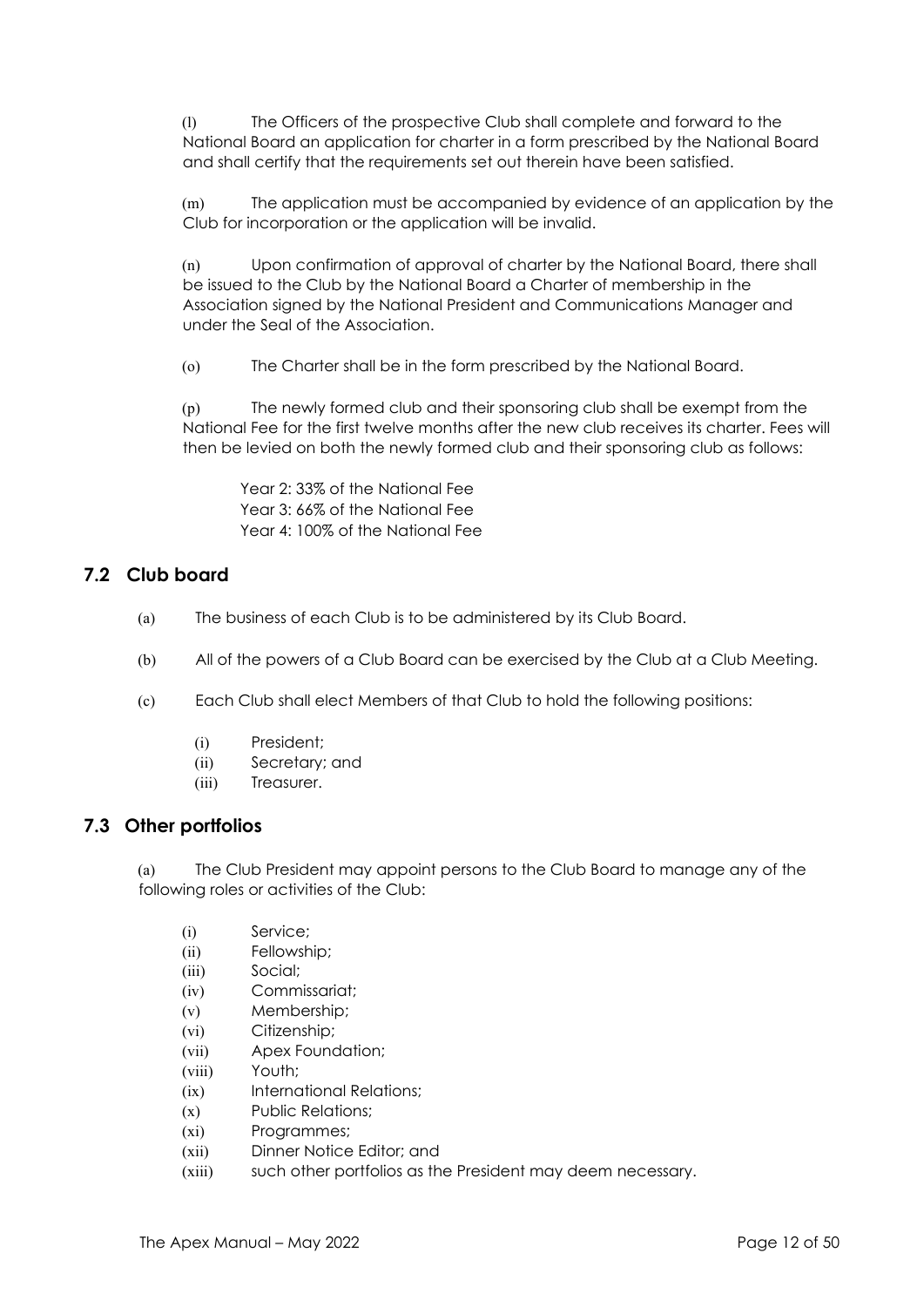(l) The Officers of the prospective Club shall complete and forward to the National Board an application for charter in a form prescribed by the National Board and shall certify that the requirements set out therein have been satisfied.

(m) The application must be accompanied by evidence of an application by the Club for incorporation or the application will be invalid.

(n) Upon confirmation of approval of charter by the National Board, there shall be issued to the Club by the National Board a Charter of membership in the Association signed by the National President and Communications Manager and under the Seal of the Association.

(o) The Charter shall be in the form prescribed by the National Board.

(p) The newly formed club and their sponsoring club shall be exempt from the National Fee for the first twelve months after the new club receives its charter. Fees will then be levied on both the newly formed club and their sponsoring club as follows:

Year 2: 33% of the National Fee
Year 3: 66% of the National Fee
Year 4: 100% of the National Fee

## 7.2 Club board

(a) The business of each Club is to be administered by its Club Board.

(b) All of the powers of a Club Board can be exercised by the Club at a Club Meeting.

(c) Each Club shall elect Members of that Club to hold the following positions:

- (i) President;
- (ii) Secretary; and
- (iii) Treasurer.

## 7.3 Other portfolios

(a) The Club President may appoint persons to the Club Board to manage any of the following roles or activities of the Club:

- (i) Service;
- (ii) Fellowship;
- (iii) Social;
- (iv) Commissariat;
- (v) Membership;
- (vi) Citizenship;
- (vii) Apex Foundation;
- (viii) Youth;
- (ix) International Relations;
- (x) Public Relations;
- (xi) Programmes;
- (xii) Dinner Notice Editor; and
- (xiii) such other portfolios as the President may deem necessary.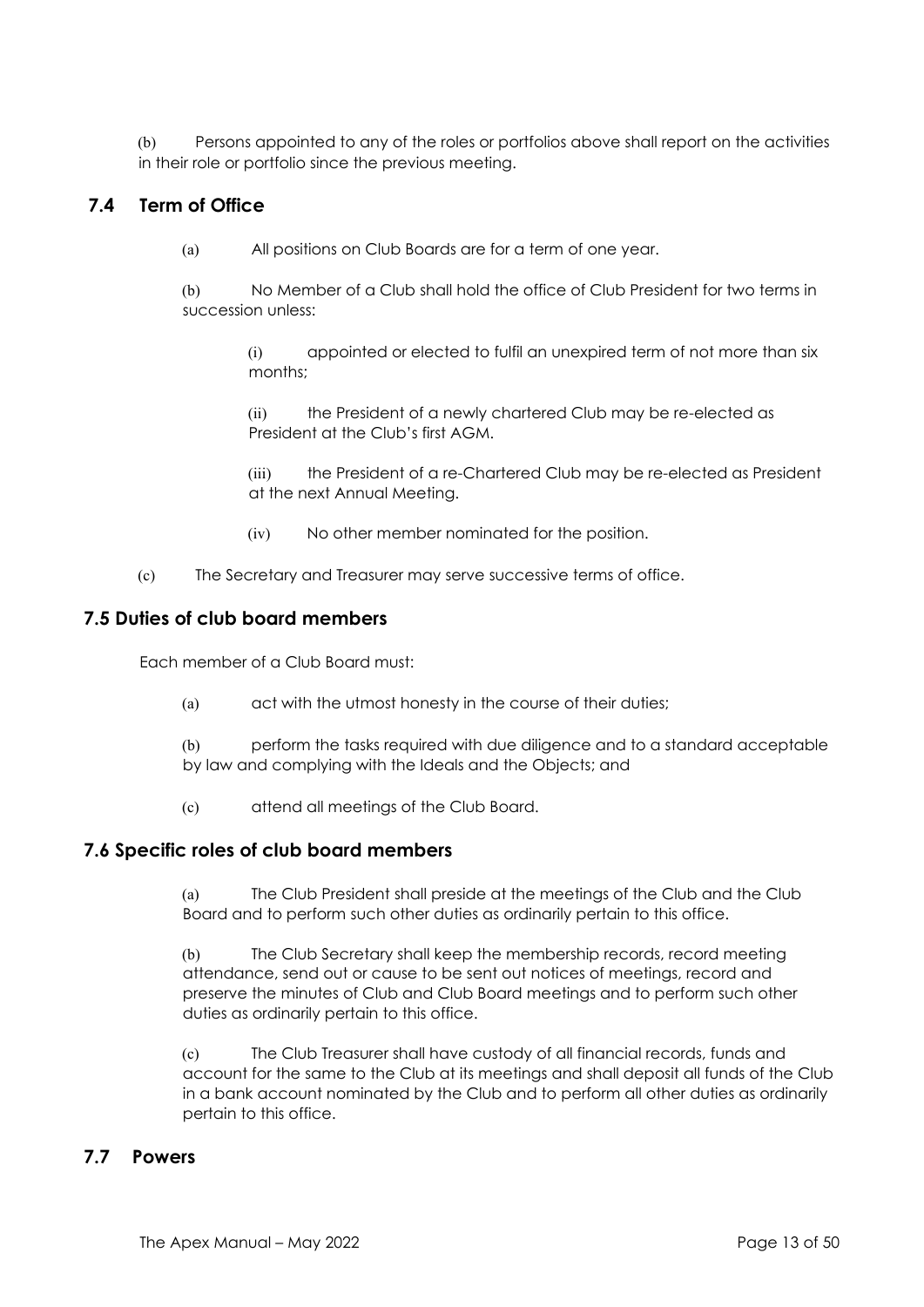(b) Persons appointed to any of the roles or portfolios above shall report on the activities in their role or portfolio since the previous meeting.

## 7.4 Term of Office

(a) All positions on Club Boards are for a term of one year.

(b) No Member of a Club shall hold the office of Club President for two terms in succession unless:

(i) appointed or elected to fulfil an unexpired term of not more than six months;

(ii) the President of a newly chartered Club may be re-elected as President at the Club's first AGM.

(iii) the President of a re-Chartered Club may be re-elected as President at the next Annual Meeting.

(iv) No other member nominated for the position.

(c) The Secretary and Treasurer may serve successive terms of office.

## 7.5 Duties of club board members

Each member of a Club Board must:

(a) act with the utmost honesty in the course of their duties;

(b) perform the tasks required with due diligence and to a standard acceptable by law and complying with the Ideals and the Objects; and

(c) attend all meetings of the Club Board.

## 7.6 Specific roles of club board members

(a) The Club President shall preside at the meetings of the Club and the Club Board and to perform such other duties as ordinarily pertain to this office.

(b) The Club Secretary shall keep the membership records, record meeting attendance, send out or cause to be sent out notices of meetings, record and preserve the minutes of Club and Club Board meetings and to perform such other duties as ordinarily pertain to this office.

(c) The Club Treasurer shall have custody of all financial records, funds and account for the same to the Club at its meetings and shall deposit all funds of the Club in a bank account nominated by the Club and to perform all other duties as ordinarily pertain to this office.

## 7.7 Powers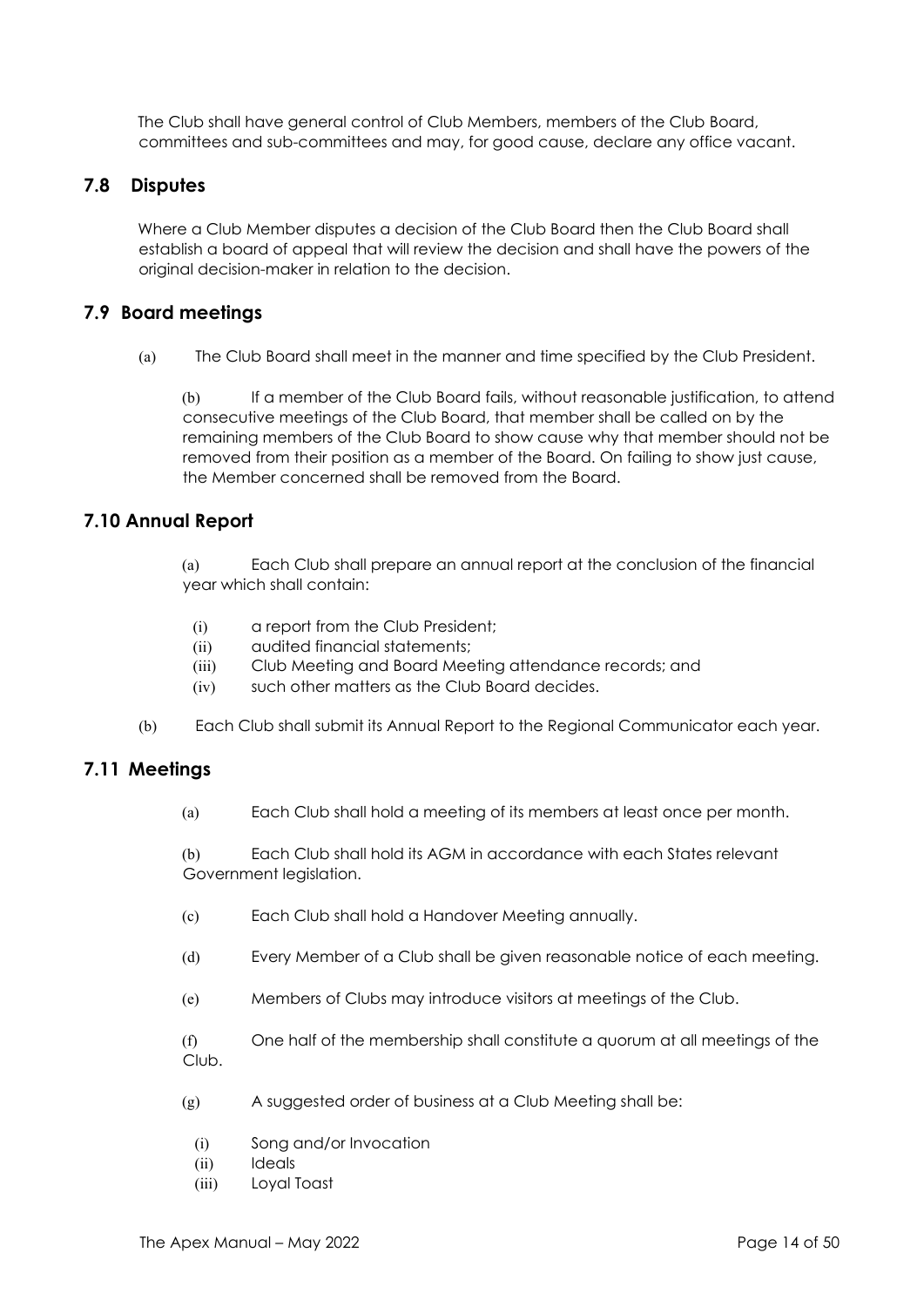The Club shall have general control of Club Members, members of the Club Board, committees and sub-committees and may, for good cause, declare any office vacant.

## 7.8 Disputes

Where a Club Member disputes a decision of the Club Board then the Club Board shall establish a board of appeal that will review the decision and shall have the powers of the original decision-maker in relation to the decision.

## 7.9 Board meetings

(a) The Club Board shall meet in the manner and time specified by the Club President.

(b) If a member of the Club Board fails, without reasonable justification, to attend consecutive meetings of the Club Board, that member shall be called on by the remaining members of the Club Board to show cause why that member should not be removed from their position as a member of the Board. On failing to show just cause, the Member concerned shall be removed from the Board.

## 7.10 Annual Report

(a) Each Club shall prepare an annual report at the conclusion of the financial year which shall contain:

- (i) a report from the Club President;
- (ii) audited financial statements;
- (iii) Club Meeting and Board Meeting attendance records; and
- (iv) such other matters as the Club Board decides.

(b) Each Club shall submit its Annual Report to the Regional Communicator each year.

## 7.11 Meetings

(a) Each Club shall hold a meeting of its members at least once per month.

(b) Each Club shall hold its AGM in accordance with each States relevant Government legislation.

(c) Each Club shall hold a Handover Meeting annually.

(d) Every Member of a Club shall be given reasonable notice of each meeting.

(e) Members of Clubs may introduce visitors at meetings of the Club.

(f) One half of the membership shall constitute a quorum at all meetings of the Club.

(g) A suggested order of business at a Club Meeting shall be:

- (i) Song and/or Invocation
- (ii) Ideals
- (iii) Loyal Toast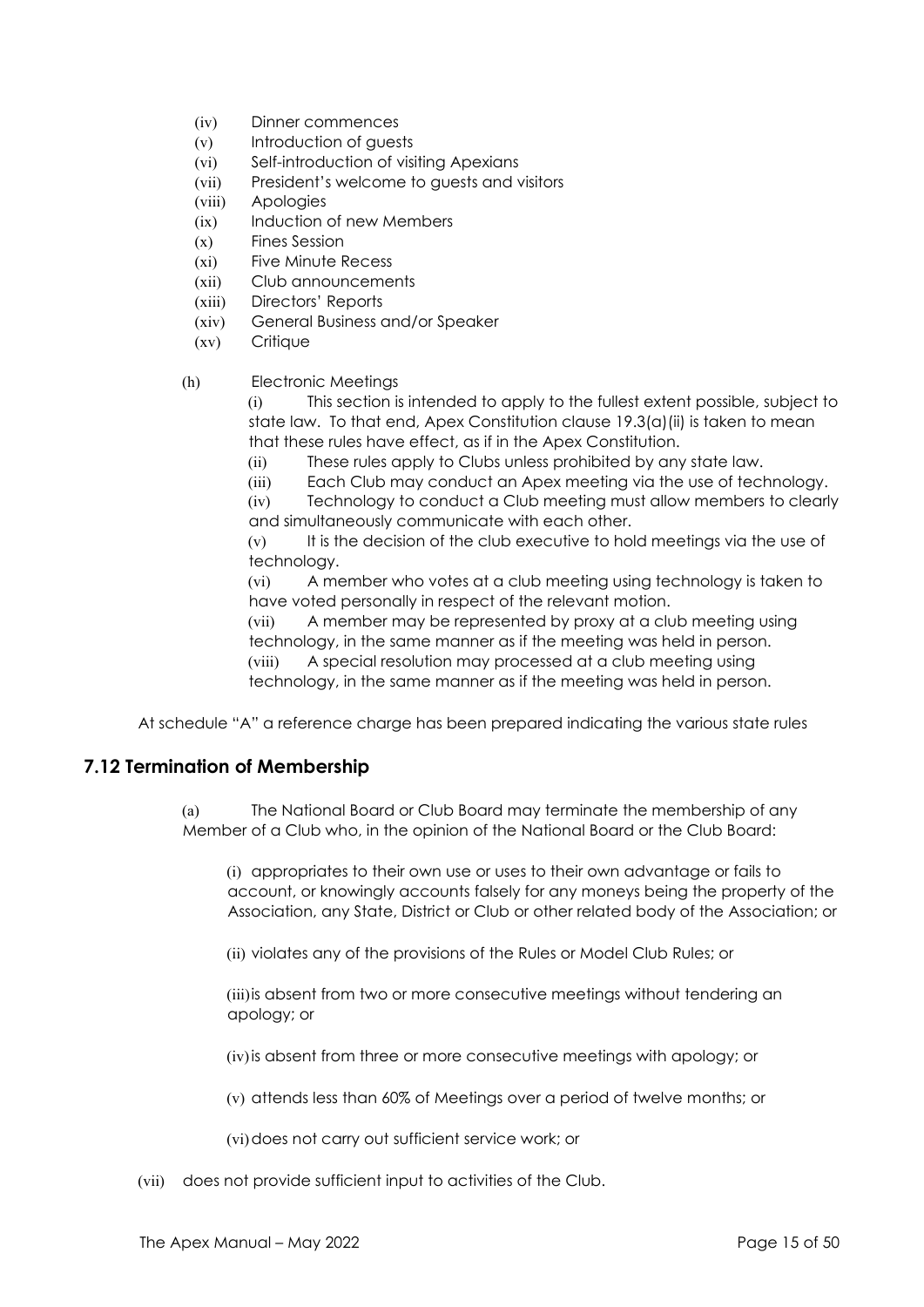(iv) Dinner commences
(v) Introduction of guests
(vi) Self-introduction of visiting Apexians
(vii) President's welcome to guests and visitors
(viii) Apologies
(ix) Induction of new Members
(x) Fines Session
(xi) Five Minute Recess
(xii) Club announcements
(xiii) Directors' Reports
(xiv) General Business and/or Speaker
(xv) Critique

(h) Electronic Meetings

(i) This section is intended to apply to the fullest extent possible, subject to state law. To that end, Apex Constitution clause 19.3(a)(ii) is taken to mean that these rules have effect, as if in the Apex Constitution.

(ii) These rules apply to Clubs unless prohibited by any state law.

(iii) Each Club may conduct an Apex meeting via the use of technology.

(iv) Technology to conduct a Club meeting must allow members to clearly and simultaneously communicate with each other.

(v) It is the decision of the club executive to hold meetings via the use of technology.

(vi) A member who votes at a club meeting using technology is taken to have voted personally in respect of the relevant motion.

(vii) A member may be represented by proxy at a club meeting using technology, in the same manner as if the meeting was held in person.

(viii) A special resolution may processed at a club meeting using technology, in the same manner as if the meeting was held in person.

At schedule "A" a reference charge has been prepared indicating the various state rules

## 7.12 Termination of Membership

(a) The National Board or Club Board may terminate the membership of any Member of a Club who, in the opinion of the National Board or the Club Board:

(i) appropriates to their own use or uses to their own advantage or fails to account, or knowingly accounts falsely for any moneys being the property of the Association, any State, District or Club or other related body of the Association; or

(ii) violates any of the provisions of the Rules or Model Club Rules; or

(iii) is absent from two or more consecutive meetings without tendering an apology; or

(iv) is absent from three or more consecutive meetings with apology; or

(v) attends less than 60% of Meetings over a period of twelve months; or

(vi) does not carry out sufficient service work; or

(vii) does not provide sufficient input to activities of the Club.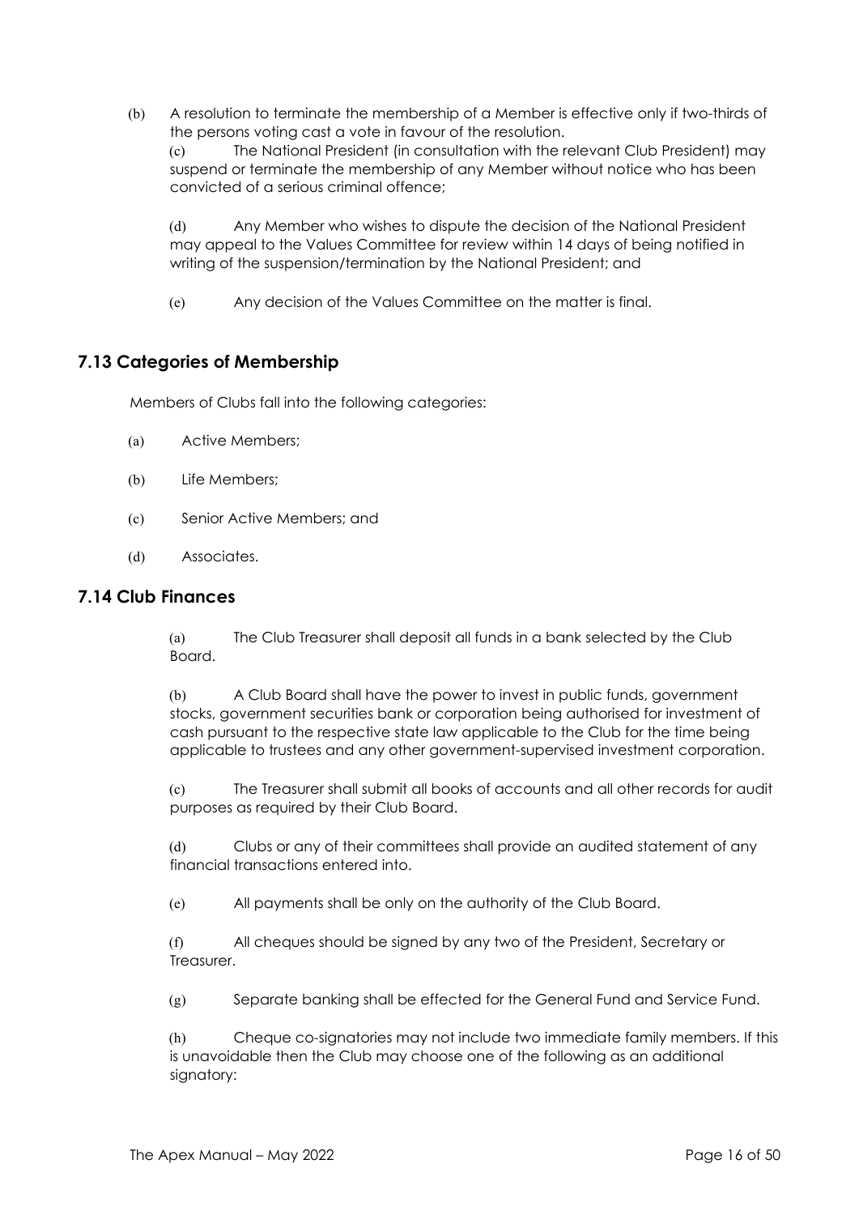(b) A resolution to terminate the membership of a Member is effective only if two-thirds of the persons voting cast a vote in favour of the resolution.

(c) The National President (in consultation with the relevant Club President) may suspend or terminate the membership of any Member without notice who has been convicted of a serious criminal offence;

(d) Any Member who wishes to dispute the decision of the National President may appeal to the Values Committee for review within 14 days of being notified in writing of the suspension/termination by the National President; and

(e) Any decision of the Values Committee on the matter is final.

## 7.13 Categories of Membership

Members of Clubs fall into the following categories:

(a) Active Members;

(b) Life Members;

(c) Senior Active Members; and

(d) Associates.

## 7.14 Club Finances

(a) The Club Treasurer shall deposit all funds in a bank selected by the Club Board.

(b) A Club Board shall have the power to invest in public funds, government stocks, government securities bank or corporation being authorised for investment of cash pursuant to the respective state law applicable to the Club for the time being applicable to trustees and any other government-supervised investment corporation.

(c) The Treasurer shall submit all books of accounts and all other records for audit purposes as required by their Club Board.

(d) Clubs or any of their committees shall provide an audited statement of any financial transactions entered into.

(e) All payments shall be only on the authority of the Club Board.

(f) All cheques should be signed by any two of the President, Secretary or Treasurer.

(g) Separate banking shall be effected for the General Fund and Service Fund.

(h) Cheque co-signatories may not include two immediate family members. If this is unavoidable then the Club may choose one of the following as an additional signatory: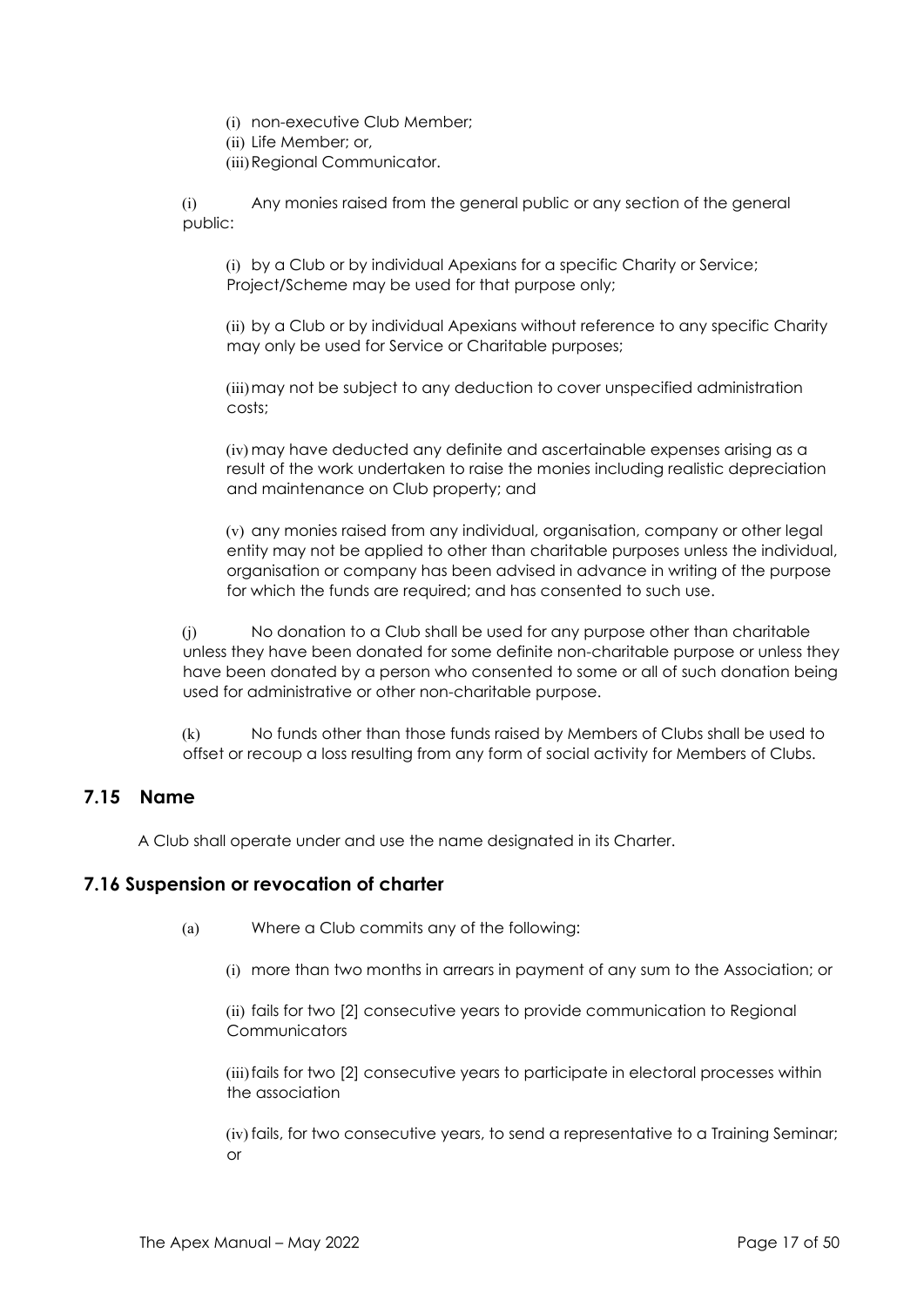(i) non-executive Club Member;
(ii) Life Member; or,
(iii) Regional Communicator.

(i) Any monies raised from the general public or any section of the general public:

(i) by a Club or by individual Apexians for a specific Charity or Service; Project/Scheme may be used for that purpose only;

(ii) by a Club or by individual Apexians without reference to any specific Charity may only be used for Service or Charitable purposes;

(iii) may not be subject to any deduction to cover unspecified administration costs;

(iv) may have deducted any definite and ascertainable expenses arising as a result of the work undertaken to raise the monies including realistic depreciation and maintenance on Club property; and

(v) any monies raised from any individual, organisation, company or other legal entity may not be applied to other than charitable purposes unless the individual, organisation or company has been advised in advance in writing of the purpose for which the funds are required; and has consented to such use.

(j) No donation to a Club shall be used for any purpose other than charitable unless they have been donated for some definite non-charitable purpose or unless they have been donated by a person who consented to some or all of such donation being used for administrative or other non-charitable purpose.

(k) No funds other than those funds raised by Members of Clubs shall be used to offset or recoup a loss resulting from any form of social activity for Members of Clubs.

## 7.15 Name

A Club shall operate under and use the name designated in its Charter.

## 7.16 Suspension or revocation of charter

(a) Where a Club commits any of the following:

(i) more than two months in arrears in payment of any sum to the Association; or

(ii) fails for two [2] consecutive years to provide communication to Regional Communicators

(iii) fails for two [2] consecutive years to participate in electoral processes within the association

(iv) fails, for two consecutive years, to send a representative to a Training Seminar; or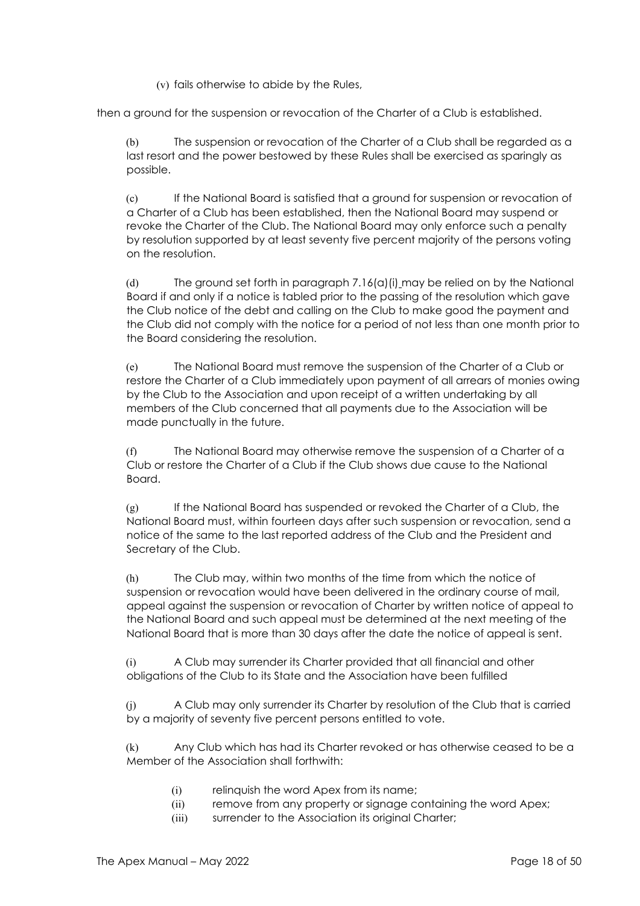(v) fails otherwise to abide by the Rules,

then a ground for the suspension or revocation of the Charter of a Club is established.

(b) The suspension or revocation of the Charter of a Club shall be regarded as a last resort and the power bestowed by these Rules shall be exercised as sparingly as possible.

(c) If the National Board is satisfied that a ground for suspension or revocation of a Charter of a Club has been established, then the National Board may suspend or revoke the Charter of the Club. The National Board may only enforce such a penalty by resolution supported by at least seventy five percent majority of the persons voting on the resolution.

(d) The ground set forth in paragraph 7.16(a)(i) may be relied on by the National Board if and only if a notice is tabled prior to the passing of the resolution which gave the Club notice of the debt and calling on the Club to make good the payment and the Club did not comply with the notice for a period of not less than one month prior to the Board considering the resolution.

(e) The National Board must remove the suspension of the Charter of a Club or restore the Charter of a Club immediately upon payment of all arrears of monies owing by the Club to the Association and upon receipt of a written undertaking by all members of the Club concerned that all payments due to the Association will be made punctually in the future.

(f) The National Board may otherwise remove the suspension of a Charter of a Club or restore the Charter of a Club if the Club shows due cause to the National Board.

(g) If the National Board has suspended or revoked the Charter of a Club, the National Board must, within fourteen days after such suspension or revocation, send a notice of the same to the last reported address of the Club and the President and Secretary of the Club.

(h) The Club may, within two months of the time from which the notice of suspension or revocation would have been delivered in the ordinary course of mail, appeal against the suspension or revocation of Charter by written notice of appeal to the National Board and such appeal must be determined at the next meeting of the National Board that is more than 30 days after the date the notice of appeal is sent.

(i) A Club may surrender its Charter provided that all financial and other obligations of the Club to its State and the Association have been fulfilled

(j) A Club may only surrender its Charter by resolution of the Club that is carried by a majority of seventy five percent persons entitled to vote.

(k) Any Club which has had its Charter revoked or has otherwise ceased to be a Member of the Association shall forthwith:

- (i) relinquish the word Apex from its name;
- (ii) remove from any property or signage containing the word Apex;
- (iii) surrender to the Association its original Charter;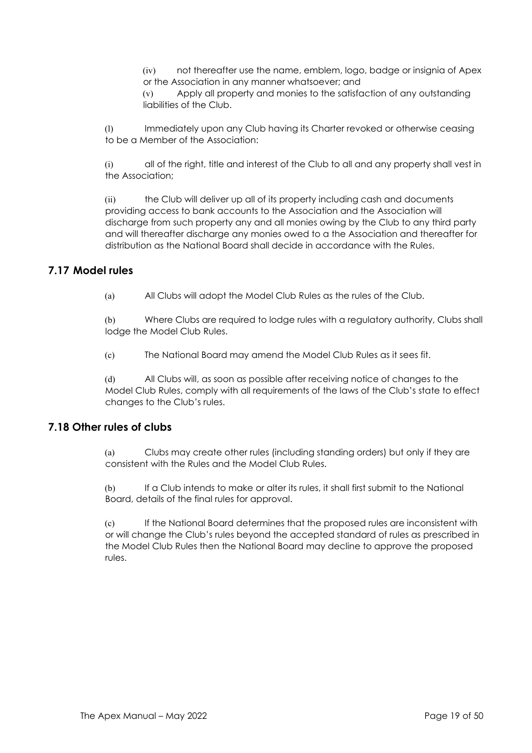(iv) not thereafter use the name, emblem, logo, badge or insignia of Apex or the Association in any manner whatsoever; and

(v) Apply all property and monies to the satisfaction of any outstanding liabilities of the Club.

(l) Immediately upon any Club having its Charter revoked or otherwise ceasing to be a Member of the Association:

(i) all of the right, title and interest of the Club to all and any property shall vest in the Association;

(ii) the Club will deliver up all of its property including cash and documents providing access to bank accounts to the Association and the Association will discharge from such property any and all monies owing by the Club to any third party and will thereafter discharge any monies owed to a the Association and thereafter for distribution as the National Board shall decide in accordance with the Rules.

## 7.17 Model rules

(a) All Clubs will adopt the Model Club Rules as the rules of the Club.

(b) Where Clubs are required to lodge rules with a regulatory authority, Clubs shall lodge the Model Club Rules.

(c) The National Board may amend the Model Club Rules as it sees fit.

(d) All Clubs will, as soon as possible after receiving notice of changes to the Model Club Rules, comply with all requirements of the laws of the Club's state to effect changes to the Club's rules.

## 7.18 Other rules of clubs

(a) Clubs may create other rules (including standing orders) but only if they are consistent with the Rules and the Model Club Rules.

(b) If a Club intends to make or alter its rules, it shall first submit to the National Board, details of the final rules for approval.

(c) If the National Board determines that the proposed rules are inconsistent with or will change the Club's rules beyond the accepted standard of rules as prescribed in the Model Club Rules then the National Board may decline to approve the proposed rules.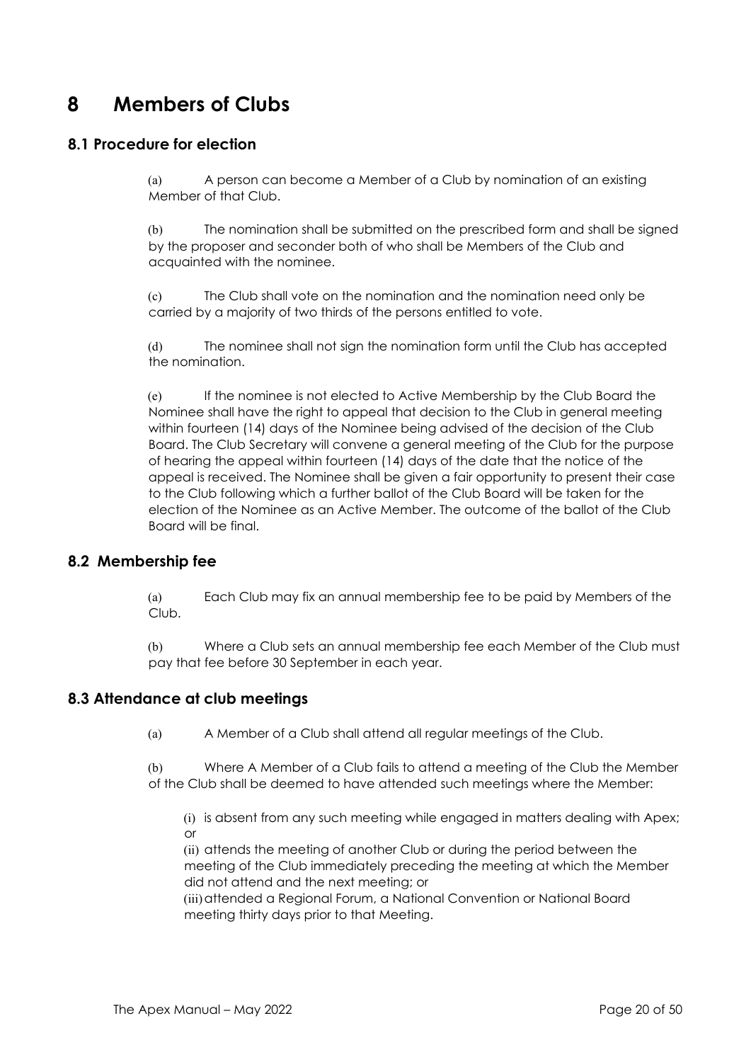# 8 Members of Clubs

## 8.1 Procedure for election

(a) A person can become a Member of a Club by nomination of an existing Member of that Club.

(b) The nomination shall be submitted on the prescribed form and shall be signed by the proposer and seconder both of who shall be Members of the Club and acquainted with the nominee.

(c) The Club shall vote on the nomination and the nomination need only be carried by a majority of two thirds of the persons entitled to vote.

(d) The nominee shall not sign the nomination form until the Club has accepted the nomination.

(e) If the nominee is not elected to Active Membership by the Club Board the Nominee shall have the right to appeal that decision to the Club in general meeting within fourteen (14) days of the Nominee being advised of the decision of the Club Board. The Club Secretary will convene a general meeting of the Club for the purpose of hearing the appeal within fourteen (14) days of the date that the notice of the appeal is received. The Nominee shall be given a fair opportunity to present their case to the Club following which a further ballot of the Club Board will be taken for the election of the Nominee as an Active Member. The outcome of the ballot of the Club Board will be final.

## 8.2 Membership fee

(a) Each Club may fix an annual membership fee to be paid by Members of the Club.

(b) Where a Club sets an annual membership fee each Member of the Club must pay that fee before 30 September in each year.

## 8.3 Attendance at club meetings

(a) A Member of a Club shall attend all regular meetings of the Club.

(b) Where A Member of a Club fails to attend a meeting of the Club the Member of the Club shall be deemed to have attended such meetings where the Member:

(i) is absent from any such meeting while engaged in matters dealing with Apex; or

(ii) attends the meeting of another Club or during the period between the meeting of the Club immediately preceding the meeting at which the Member did not attend and the next meeting; or

(iii) attended a Regional Forum, a National Convention or National Board meeting thirty days prior to that Meeting.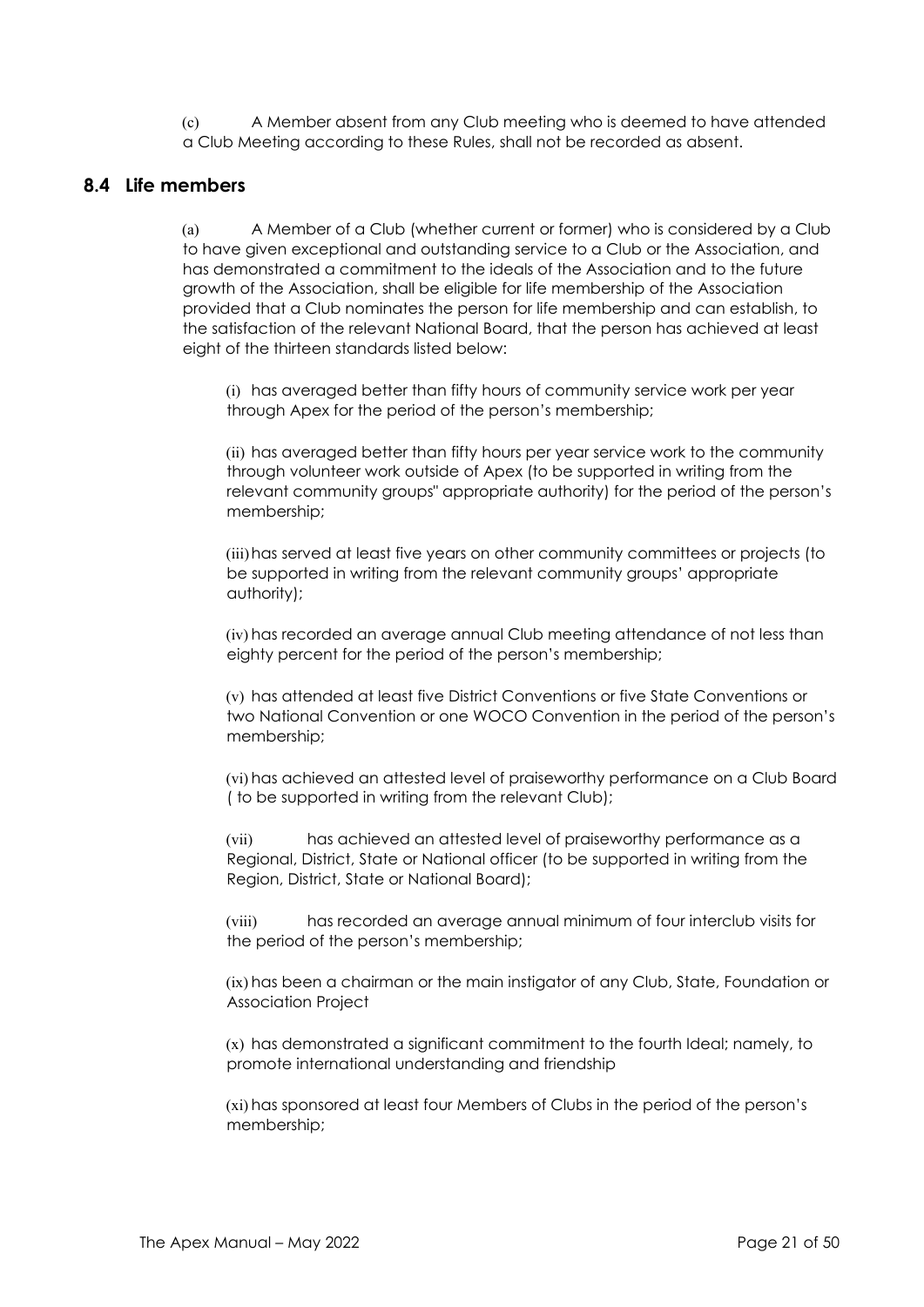(c) A Member absent from any Club meeting who is deemed to have attended a Club Meeting according to these Rules, shall not be recorded as absent.

## 8.4 Life members

(a) A Member of a Club (whether current or former) who is considered by a Club to have given exceptional and outstanding service to a Club or the Association, and has demonstrated a commitment to the ideals of the Association and to the future growth of the Association, shall be eligible for life membership of the Association provided that a Club nominates the person for life membership and can establish, to the satisfaction of the relevant National Board, that the person has achieved at least eight of the thirteen standards listed below:

(i) has averaged better than fifty hours of community service work per year through Apex for the period of the person's membership;

(ii) has averaged better than fifty hours per year service work to the community through volunteer work outside of Apex (to be supported in writing from the relevant community groups" appropriate authority) for the period of the person's membership;

(iii) has served at least five years on other community committees or projects (to be supported in writing from the relevant community groups' appropriate authority);

(iv) has recorded an average annual Club meeting attendance of not less than eighty percent for the period of the person's membership;

(v) has attended at least five District Conventions or five State Conventions or two National Convention or one WOCO Convention in the period of the person's membership;

(vi) has achieved an attested level of praiseworthy performance on a Club Board ( to be supported in writing from the relevant Club);

(vii) has achieved an attested level of praiseworthy performance as a Regional, District, State or National officer (to be supported in writing from the Region, District, State or National Board);

(viii) has recorded an average annual minimum of four interclub visits for the period of the person's membership;

(ix) has been a chairman or the main instigator of any Club, State, Foundation or Association Project

(x) has demonstrated a significant commitment to the fourth Ideal; namely, to promote international understanding and friendship

(xi) has sponsored at least four Members of Clubs in the period of the person's membership;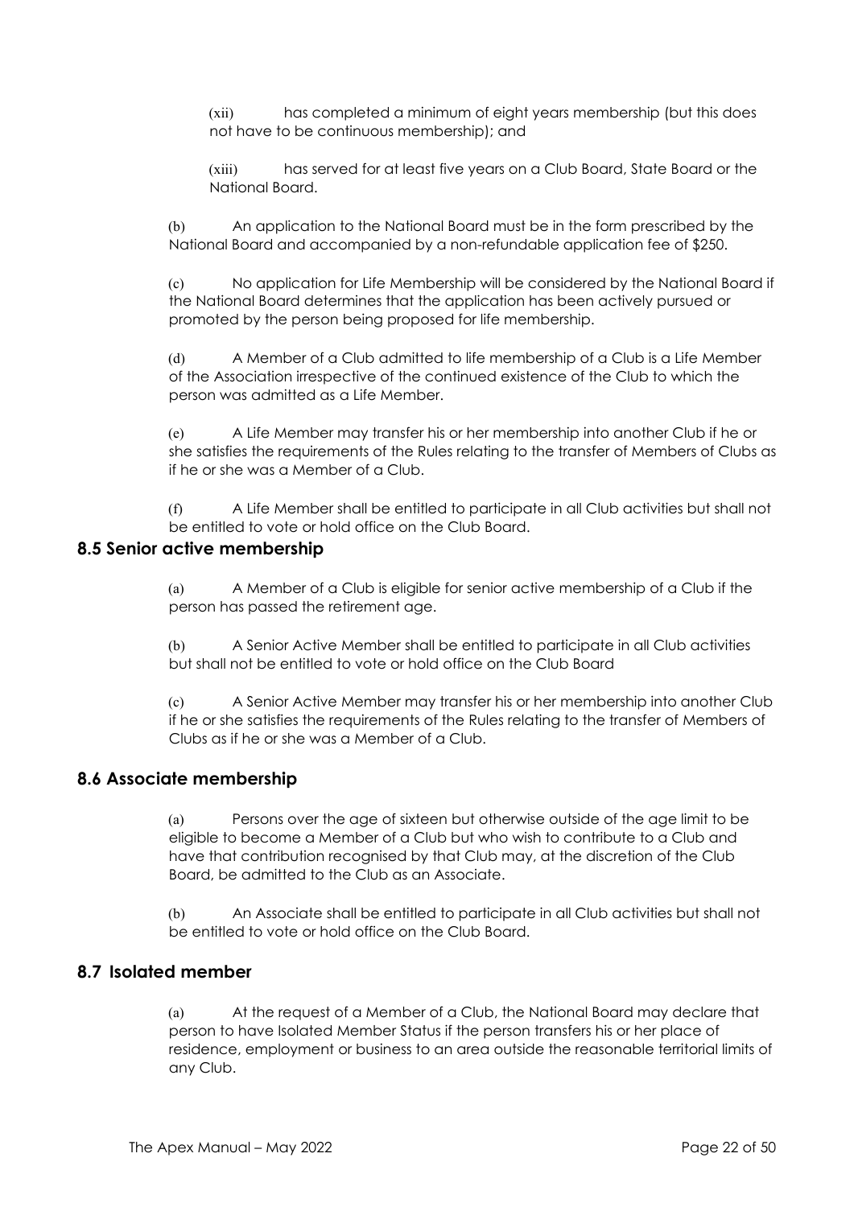(xii) has completed a minimum of eight years membership (but this does not have to be continuous membership); and

(xiii) has served for at least five years on a Club Board, State Board or the National Board.

(b) An application to the National Board must be in the form prescribed by the National Board and accompanied by a non-refundable application fee of $250.

(c) No application for Life Membership will be considered by the National Board if the National Board determines that the application has been actively pursued or promoted by the person being proposed for life membership.

(d) A Member of a Club admitted to life membership of a Club is a Life Member of the Association irrespective of the continued existence of the Club to which the person was admitted as a Life Member.

(e) A Life Member may transfer his or her membership into another Club if he or she satisfies the requirements of the Rules relating to the transfer of Members of Clubs as if he or she was a Member of a Club.

(f) A Life Member shall be entitled to participate in all Club activities but shall not be entitled to vote or hold office on the Club Board.

## 8.5 Senior active membership

(a) A Member of a Club is eligible for senior active membership of a Club if the person has passed the retirement age.

(b) A Senior Active Member shall be entitled to participate in all Club activities but shall not be entitled to vote or hold office on the Club Board

(c) A Senior Active Member may transfer his or her membership into another Club if he or she satisfies the requirements of the Rules relating to the transfer of Members of Clubs as if he or she was a Member of a Club.

## 8.6 Associate membership

(a) Persons over the age of sixteen but otherwise outside of the age limit to be eligible to become a Member of a Club but who wish to contribute to a Club and have that contribution recognised by that Club may, at the discretion of the Club Board, be admitted to the Club as an Associate.

(b) An Associate shall be entitled to participate in all Club activities but shall not be entitled to vote or hold office on the Club Board.

## 8.7 Isolated member

(a) At the request of a Member of a Club, the National Board may declare that person to have Isolated Member Status if the person transfers his or her place of residence, employment or business to an area outside the reasonable territorial limits of any Club.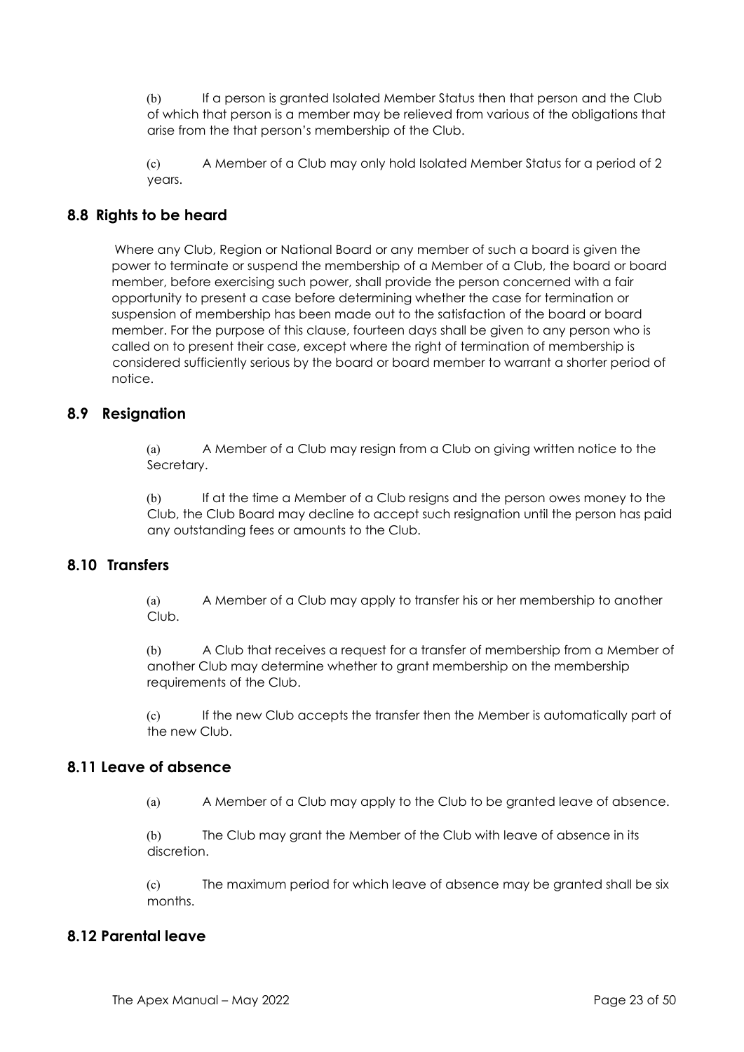(b) If a person is granted Isolated Member Status then that person and the Club of which that person is a member may be relieved from various of the obligations that arise from the that person's membership of the Club.

(c) A Member of a Club may only hold Isolated Member Status for a period of 2 years.

## 8.8 Rights to be heard

Where any Club, Region or National Board or any member of such a board is given the power to terminate or suspend the membership of a Member of a Club, the board or board member, before exercising such power, shall provide the person concerned with a fair opportunity to present a case before determining whether the case for termination or suspension of membership has been made out to the satisfaction of the board or board member. For the purpose of this clause, fourteen days shall be given to any person who is called on to present their case, except where the right of termination of membership is considered sufficiently serious by the board or board member to warrant a shorter period of notice.

## 8.9 Resignation

(a) A Member of a Club may resign from a Club on giving written notice to the Secretary.

(b) If at the time a Member of a Club resigns and the person owes money to the Club, the Club Board may decline to accept such resignation until the person has paid any outstanding fees or amounts to the Club.

## 8.10 Transfers

(a) A Member of a Club may apply to transfer his or her membership to another Club.

(b) A Club that receives a request for a transfer of membership from a Member of another Club may determine whether to grant membership on the membership requirements of the Club.

(c) If the new Club accepts the transfer then the Member is automatically part of the new Club.

## 8.11 Leave of absence

(a) A Member of a Club may apply to the Club to be granted leave of absence.

(b) The Club may grant the Member of the Club with leave of absence in its discretion.

(c) The maximum period for which leave of absence may be granted shall be six months.

## 8.12 Parental leave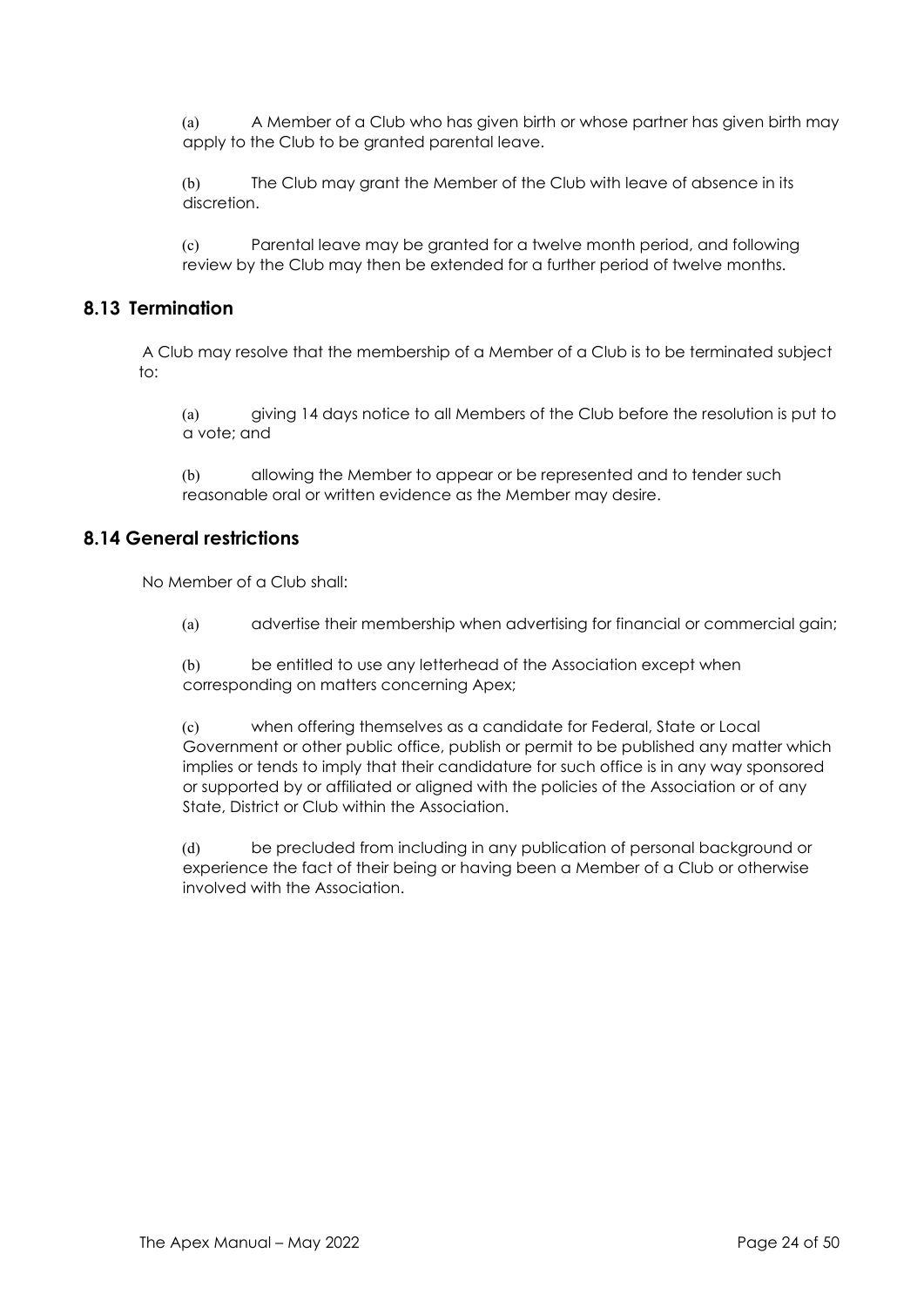(a) A Member of a Club who has given birth or whose partner has given birth may apply to the Club to be granted parental leave.

(b) The Club may grant the Member of the Club with leave of absence in its discretion.

(c) Parental leave may be granted for a twelve month period, and following review by the Club may then be extended for a further period of twelve months.

## 8.13 Termination

A Club may resolve that the membership of a Member of a Club is to be terminated subject to:

(a) giving 14 days notice to all Members of the Club before the resolution is put to a vote; and

(b) allowing the Member to appear or be represented and to tender such reasonable oral or written evidence as the Member may desire.

## 8.14 General restrictions

No Member of a Club shall:

(a) advertise their membership when advertising for financial or commercial gain;

(b) be entitled to use any letterhead of the Association except when corresponding on matters concerning Apex;

(c) when offering themselves as a candidate for Federal, State or Local Government or other public office, publish or permit to be published any matter which implies or tends to imply that their candidature for such office is in any way sponsored or supported by or affiliated or aligned with the policies of the Association or of any State, District or Club within the Association.

(d) be precluded from including in any publication of personal background or experience the fact of their being or having been a Member of a Club or otherwise involved with the Association.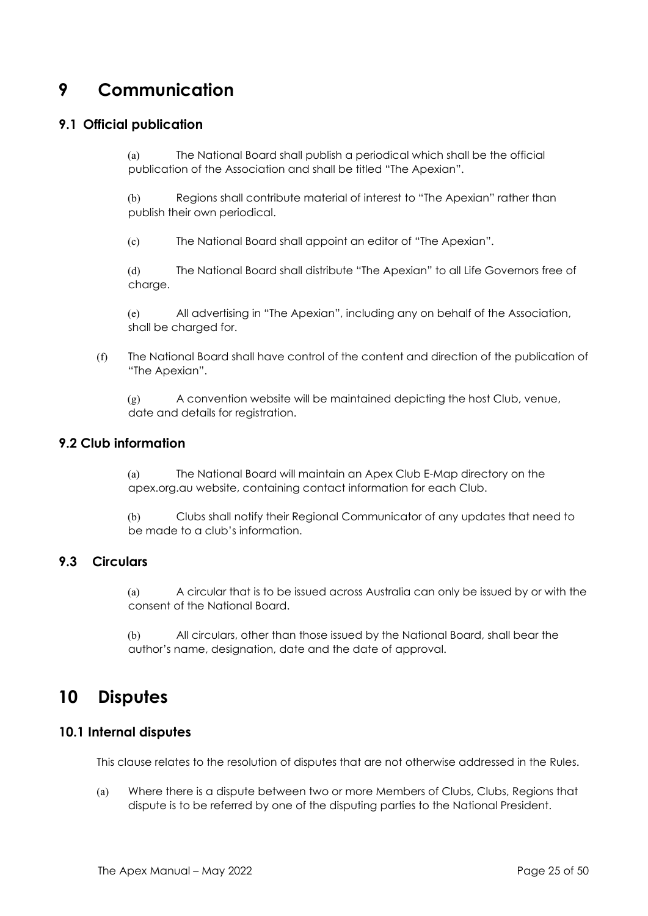# 9 Communication

## 9.1 Official publication

(a) The National Board shall publish a periodical which shall be the official publication of the Association and shall be titled "The Apexian".

(b) Regions shall contribute material of interest to "The Apexian" rather than publish their own periodical.

(c) The National Board shall appoint an editor of "The Apexian".

(d) The National Board shall distribute "The Apexian" to all Life Governors free of charge.

(e) All advertising in "The Apexian", including any on behalf of the Association, shall be charged for.

(f) The National Board shall have control of the content and direction of the publication of "The Apexian".

(g) A convention website will be maintained depicting the host Club, venue, date and details for registration.

## 9.2 Club information

(a) The National Board will maintain an Apex Club E-Map directory on the apex.org.au website, containing contact information for each Club.

(b) Clubs shall notify their Regional Communicator of any updates that need to be made to a club's information.

## 9.3 Circulars

(a) A circular that is to be issued across Australia can only be issued by or with the consent of the National Board.

(b) All circulars, other than those issued by the National Board, shall bear the author's name, designation, date and the date of approval.

# 10 Disputes

## 10.1 Internal disputes

This clause relates to the resolution of disputes that are not otherwise addressed in the Rules.

(a) Where there is a dispute between two or more Members of Clubs, Clubs, Regions that dispute is to be referred by one of the disputing parties to the National President.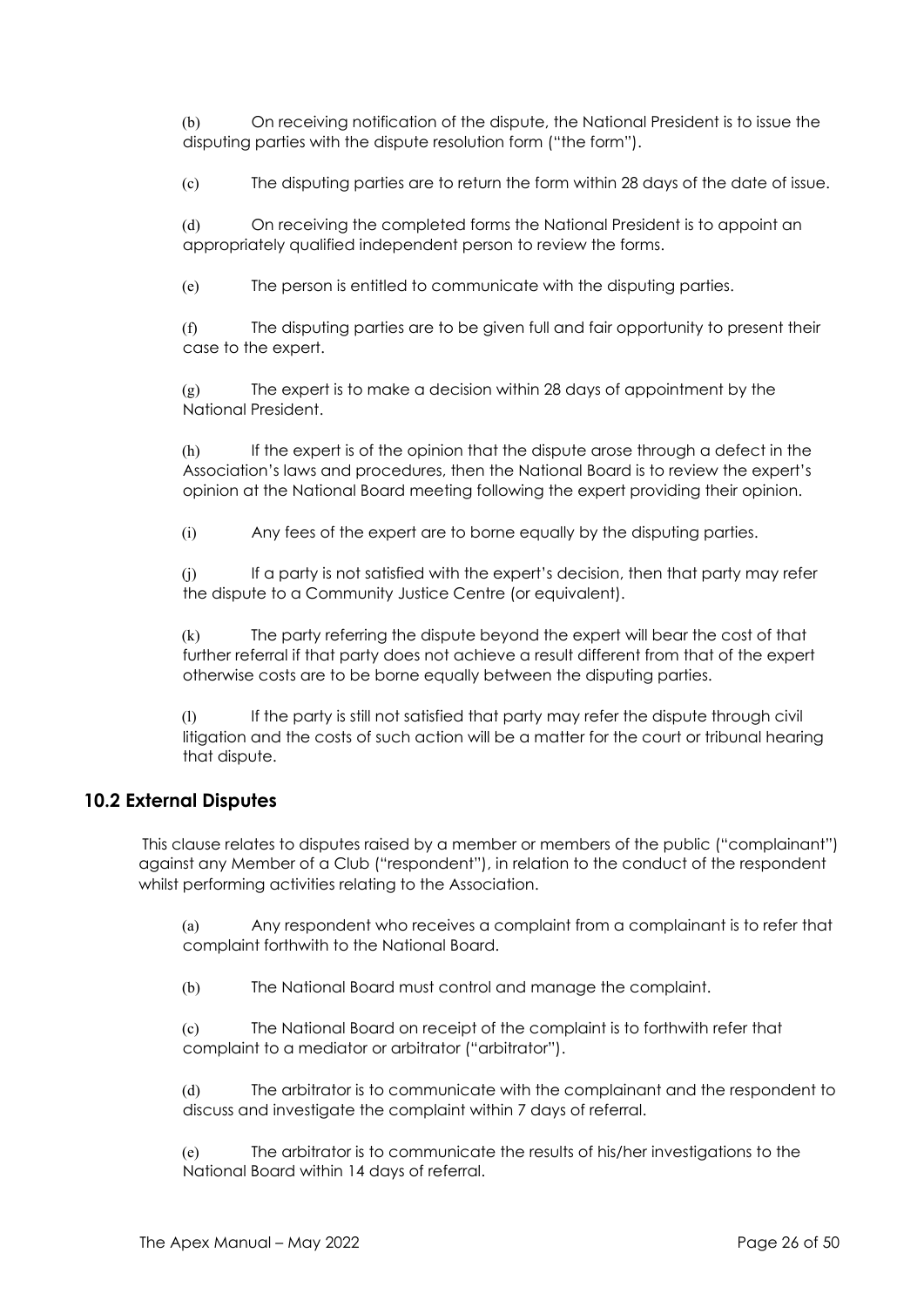(b) On receiving notification of the dispute, the National President is to issue the disputing parties with the dispute resolution form ("the form").

(c) The disputing parties are to return the form within 28 days of the date of issue.

(d) On receiving the completed forms the National President is to appoint an appropriately qualified independent person to review the forms.

(e) The person is entitled to communicate with the disputing parties.

(f) The disputing parties are to be given full and fair opportunity to present their case to the expert.

(g) The expert is to make a decision within 28 days of appointment by the National President.

(h) If the expert is of the opinion that the dispute arose through a defect in the Association's laws and procedures, then the National Board is to review the expert's opinion at the National Board meeting following the expert providing their opinion.

(i) Any fees of the expert are to borne equally by the disputing parties.

(j) If a party is not satisfied with the expert's decision, then that party may refer the dispute to a Community Justice Centre (or equivalent).

(k) The party referring the dispute beyond the expert will bear the cost of that further referral if that party does not achieve a result different from that of the expert otherwise costs are to be borne equally between the disputing parties.

(l) If the party is still not satisfied that party may refer the dispute through civil litigation and the costs of such action will be a matter for the court or tribunal hearing that dispute.

## 10.2 External Disputes

This clause relates to disputes raised by a member or members of the public ("complainant") against any Member of a Club ("respondent"), in relation to the conduct of the respondent whilst performing activities relating to the Association.

(a) Any respondent who receives a complaint from a complainant is to refer that complaint forthwith to the National Board.

(b) The National Board must control and manage the complaint.

(c) The National Board on receipt of the complaint is to forthwith refer that complaint to a mediator or arbitrator ("arbitrator").

(d) The arbitrator is to communicate with the complainant and the respondent to discuss and investigate the complaint within 7 days of referral.

(e) The arbitrator is to communicate the results of his/her investigations to the National Board within 14 days of referral.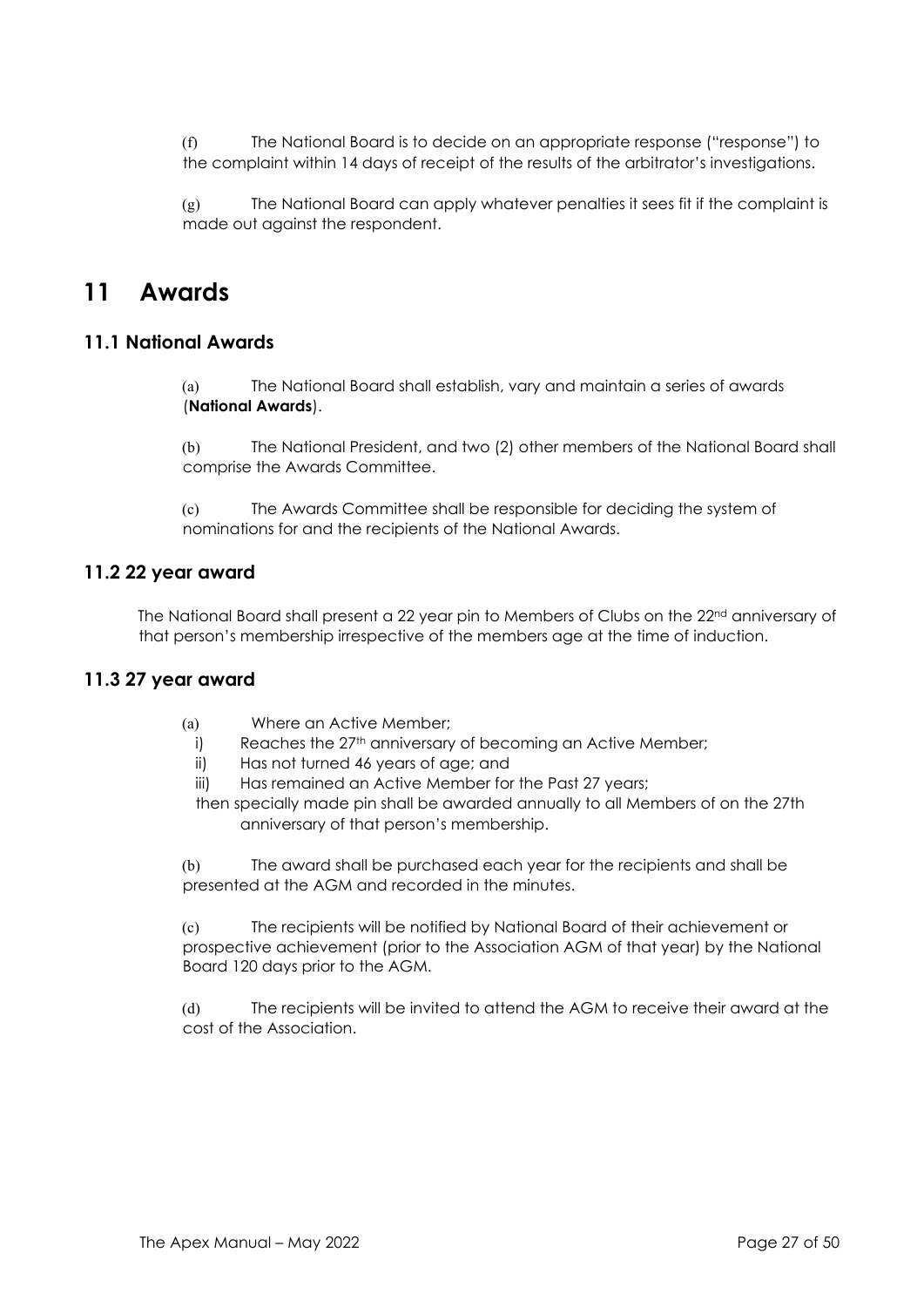(f) The National Board is to decide on an appropriate response ("response") to the complaint within 14 days of receipt of the results of the arbitrator's investigations.

(g) The National Board can apply whatever penalties it sees fit if the complaint is made out against the respondent.

# 11 Awards

## 11.1 National Awards

(a) The National Board shall establish, vary and maintain a series of awards (**National Awards**).

(b) The National President, and two (2) other members of the National Board shall comprise the Awards Committee.

(c) The Awards Committee shall be responsible for deciding the system of nominations for and the recipients of the National Awards.

## 11.2 22 year award

The National Board shall present a 22 year pin to Members of Clubs on the 22nd anniversary of that person's membership irrespective of the members age at the time of induction.

## 11.3 27 year award

(a) Where an Active Member;

i) Reaches the 27th anniversary of becoming an Active Member;

ii) Has not turned 46 years of age; and

iii) Has remained an Active Member for the Past 27 years;

then specially made pin shall be awarded annually to all Members of on the 27th anniversary of that person's membership.

(b) The award shall be purchased each year for the recipients and shall be presented at the AGM and recorded in the minutes.

(c) The recipients will be notified by National Board of their achievement or prospective achievement (prior to the Association AGM of that year) by the National Board 120 days prior to the AGM.

(d) The recipients will be invited to attend the AGM to receive their award at the cost of the Association.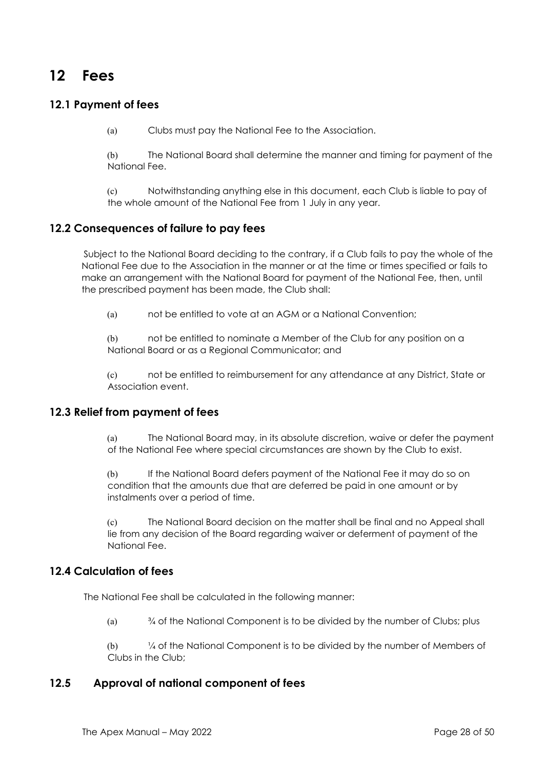# 12 Fees

## 12.1 Payment of fees

(a) Clubs must pay the National Fee to the Association.

(b) The National Board shall determine the manner and timing for payment of the National Fee.

(c) Notwithstanding anything else in this document, each Club is liable to pay of the whole amount of the National Fee from 1 July in any year.

## 12.2 Consequences of failure to pay fees

Subject to the National Board deciding to the contrary, if a Club fails to pay the whole of the National Fee due to the Association in the manner or at the time or times specified or fails to make an arrangement with the National Board for payment of the National Fee, then, until the prescribed payment has been made, the Club shall:

(a) not be entitled to vote at an AGM or a National Convention;

(b) not be entitled to nominate a Member of the Club for any position on a National Board or as a Regional Communicator; and

(c) not be entitled to reimbursement for any attendance at any District, State or Association event.

## 12.3 Relief from payment of fees

(a) The National Board may, in its absolute discretion, waive or defer the payment of the National Fee where special circumstances are shown by the Club to exist.

(b) If the National Board defers payment of the National Fee it may do so on condition that the amounts due that are deferred be paid in one amount or by instalments over a period of time.

(c) The National Board decision on the matter shall be final and no Appeal shall lie from any decision of the Board regarding waiver or deferment of payment of the National Fee.

## 12.4 Calculation of fees

The National Fee shall be calculated in the following manner:

(a) ¾ of the National Component is to be divided by the number of Clubs; plus

(b) ¼ of the National Component is to be divided by the number of Members of Clubs in the Club;

## 12.5 Approval of national component of fees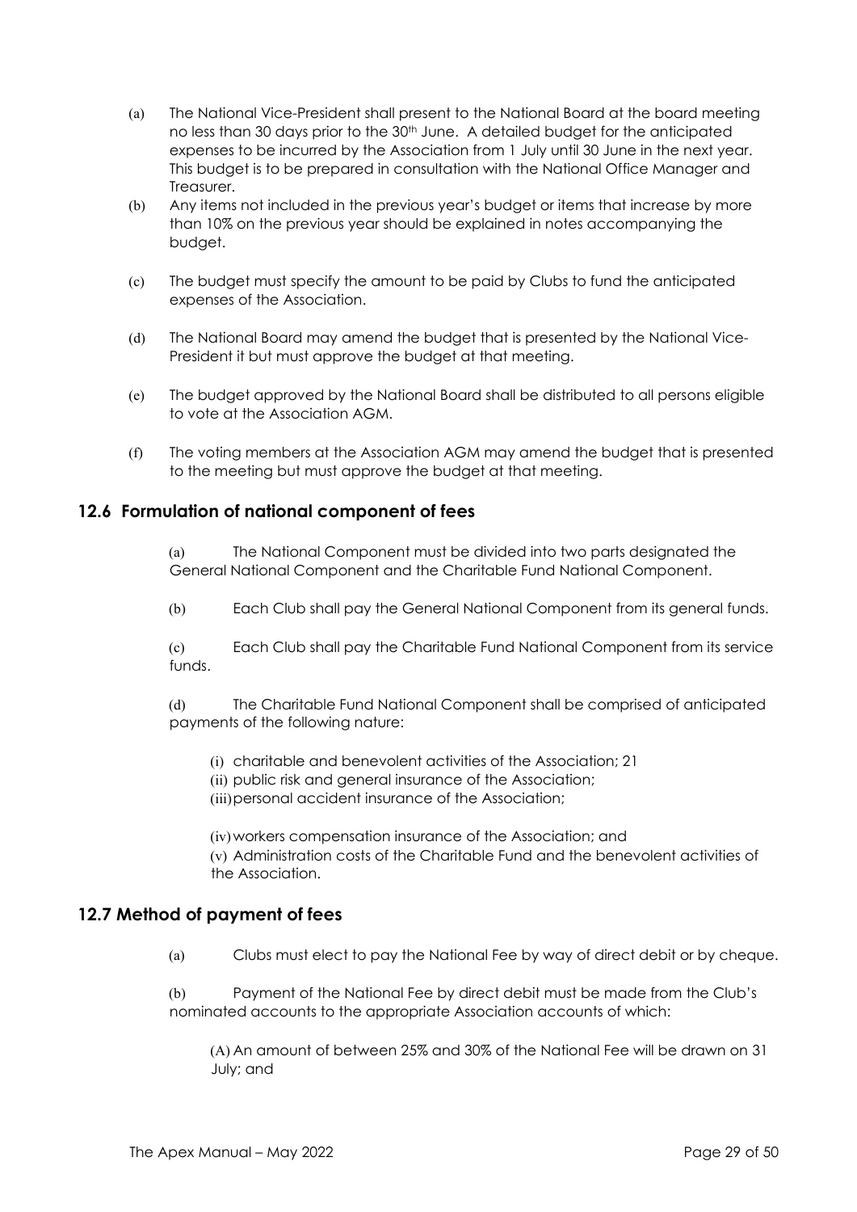(a) The National Vice-President shall present to the National Board at the board meeting no less than 30 days prior to the 30th June. A detailed budget for the anticipated expenses to be incurred by the Association from 1 July until 30 June in the next year. This budget is to be prepared in consultation with the National Office Manager and Treasurer.

(b) Any items not included in the previous year's budget or items that increase by more than 10% on the previous year should be explained in notes accompanying the budget.

(c) The budget must specify the amount to be paid by Clubs to fund the anticipated expenses of the Association.

(d) The National Board may amend the budget that is presented by the National Vice-President it but must approve the budget at that meeting.

(e) The budget approved by the National Board shall be distributed to all persons eligible to vote at the Association AGM.

(f) The voting members at the Association AGM may amend the budget that is presented to the meeting but must approve the budget at that meeting.

## 12.6 Formulation of national component of fees

(a) The National Component must be divided into two parts designated the General National Component and the Charitable Fund National Component.

(b) Each Club shall pay the General National Component from its general funds.

(c) Each Club shall pay the Charitable Fund National Component from its service funds.

(d) The Charitable Fund National Component shall be comprised of anticipated payments of the following nature:

(i) charitable and benevolent activities of the Association; 21
(ii) public risk and general insurance of the Association;
(iii) personal accident insurance of the Association;

(iv) workers compensation insurance of the Association; and
(v) Administration costs of the Charitable Fund and the benevolent activities of the Association.

## 12.7 Method of payment of fees

(a) Clubs must elect to pay the National Fee by way of direct debit or by cheque.

(b) Payment of the National Fee by direct debit must be made from the Club's nominated accounts to the appropriate Association accounts of which:

(A) An amount of between 25% and 30% of the National Fee will be drawn on 31 July; and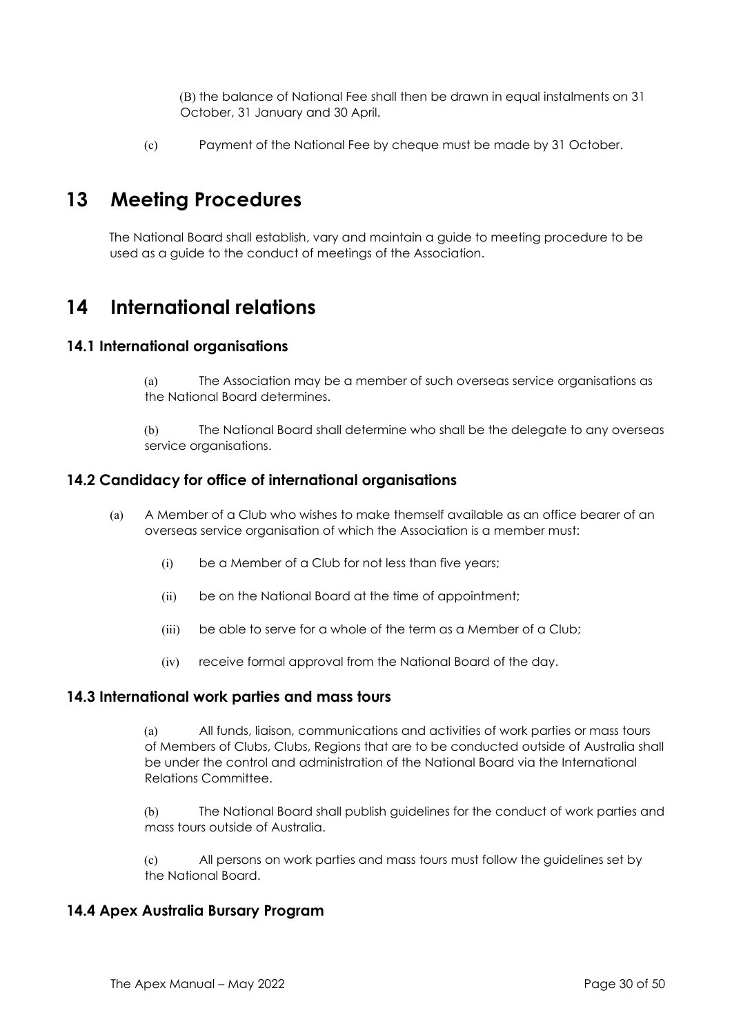(B) the balance of National Fee shall then be drawn in equal instalments on 31 October, 31 January and 30 April.

(c) Payment of the National Fee by cheque must be made by 31 October.

# 13 Meeting Procedures

The National Board shall establish, vary and maintain a guide to meeting procedure to be used as a guide to the conduct of meetings of the Association.

# 14 International relations

### 14.1 International organisations

(a) The Association may be a member of such overseas service organisations as the National Board determines.

(b) The National Board shall determine who shall be the delegate to any overseas service organisations.

### 14.2 Candidacy for office of international organisations

(a) A Member of a Club who wishes to make themself available as an office bearer of an overseas service organisation of which the Association is a member must:

(i) be a Member of a Club for not less than five years;

(ii) be on the National Board at the time of appointment;

(iii) be able to serve for a whole of the term as a Member of a Club;

(iv) receive formal approval from the National Board of the day.

### 14.3 International work parties and mass tours

(a) All funds, liaison, communications and activities of work parties or mass tours of Members of Clubs, Clubs, Regions that are to be conducted outside of Australia shall be under the control and administration of the National Board via the International Relations Committee.

(b) The National Board shall publish guidelines for the conduct of work parties and mass tours outside of Australia.

(c) All persons on work parties and mass tours must follow the guidelines set by the National Board.

### 14.4 Apex Australia Bursary Program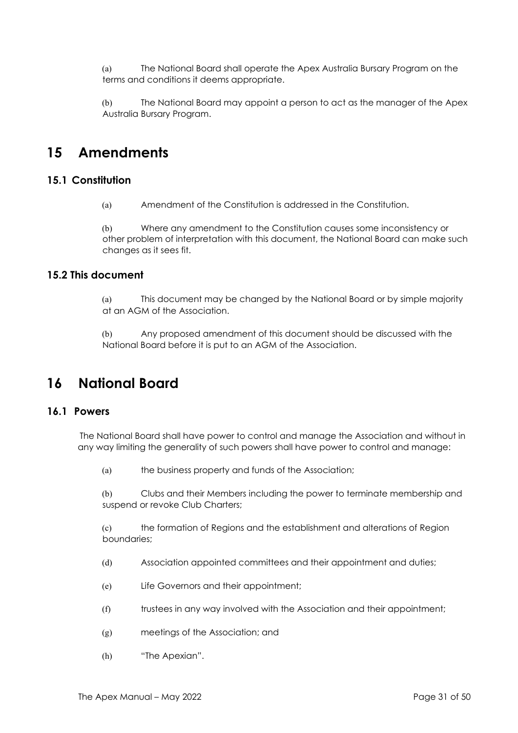(a) The National Board shall operate the Apex Australia Bursary Program on the terms and conditions it deems appropriate.

(b) The National Board may appoint a person to act as the manager of the Apex Australia Bursary Program.

# 15 Amendments

## 15.1 Constitution

(a) Amendment of the Constitution is addressed in the Constitution.

(b) Where any amendment to the Constitution causes some inconsistency or other problem of interpretation with this document, the National Board can make such changes as it sees fit.

## 15.2 This document

(a) This document may be changed by the National Board or by simple majority at an AGM of the Association.

(b) Any proposed amendment of this document should be discussed with the National Board before it is put to an AGM of the Association.

# 16 National Board

## 16.1 Powers

The National Board shall have power to control and manage the Association and without in any way limiting the generality of such powers shall have power to control and manage:

(a) the business property and funds of the Association;

(b) Clubs and their Members including the power to terminate membership and suspend or revoke Club Charters;

(c) the formation of Regions and the establishment and alterations of Region boundaries;

(d) Association appointed committees and their appointment and duties;

(e) Life Governors and their appointment;

(f) trustees in any way involved with the Association and their appointment;

(g) meetings of the Association; and

(h) "The Apexian".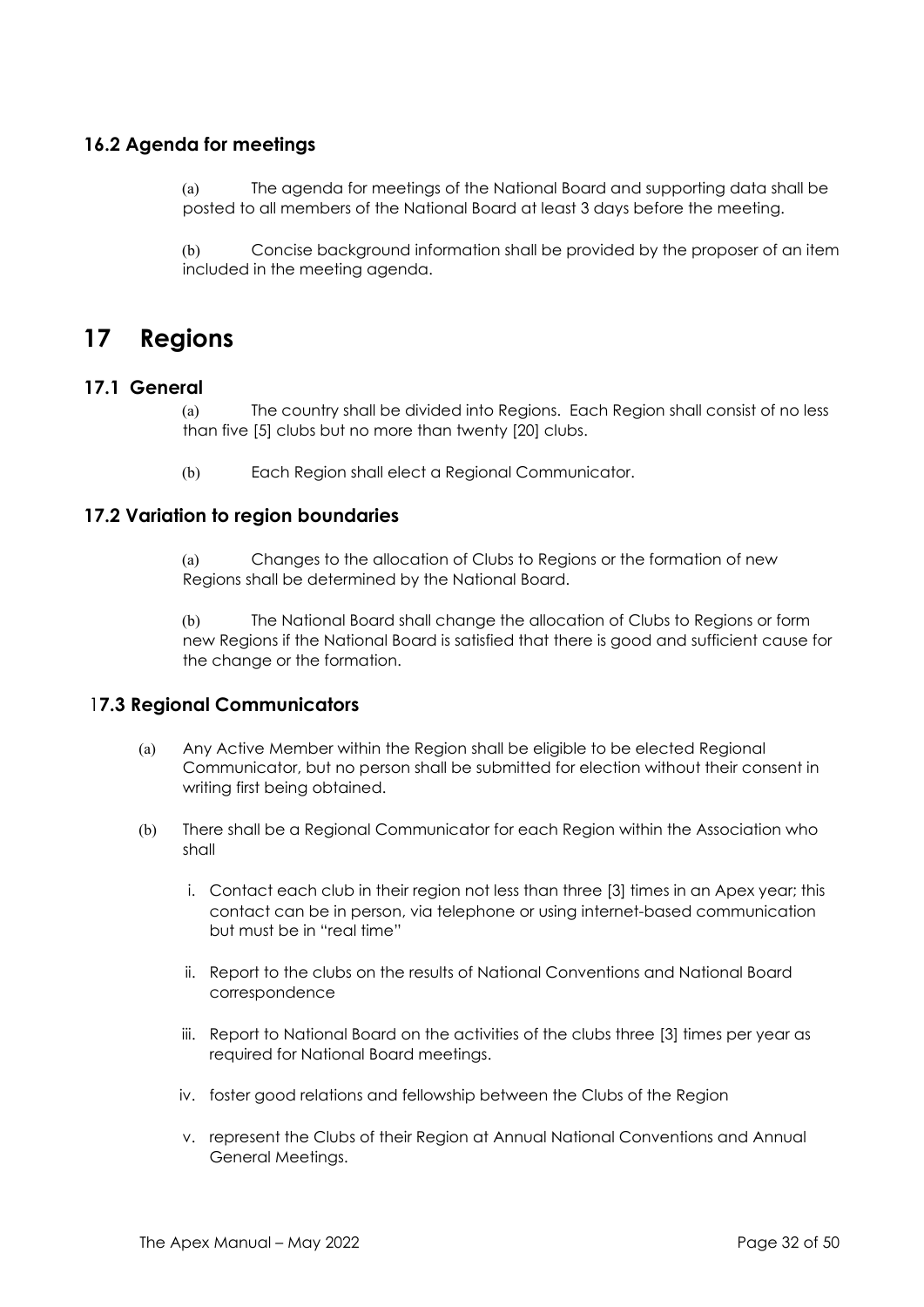### 16.2 Agenda for meetings

(a) The agenda for meetings of the National Board and supporting data shall be posted to all members of the National Board at least 3 days before the meeting.

(b) Concise background information shall be provided by the proposer of an item included in the meeting agenda.

## 17 Regions

### 17.1 General

(a) The country shall be divided into Regions. Each Region shall consist of no less than five [5] clubs but no more than twenty [20] clubs.

(b) Each Region shall elect a Regional Communicator.

### 17.2 Variation to region boundaries

(a) Changes to the allocation of Clubs to Regions or the formation of new Regions shall be determined by the National Board.

(b) The National Board shall change the allocation of Clubs to Regions or form new Regions if the National Board is satisfied that there is good and sufficient cause for the change or the formation.

### 17.3 Regional Communicators

(a) Any Active Member within the Region shall be eligible to be elected Regional Communicator, but no person shall be submitted for election without their consent in writing first being obtained.

(b) There shall be a Regional Communicator for each Region within the Association who shall

i. Contact each club in their region not less than three [3] times in an Apex year; this contact can be in person, via telephone or using internet-based communication but must be in "real time"

ii. Report to the clubs on the results of National Conventions and National Board correspondence

iii. Report to National Board on the activities of the clubs three [3] times per year as required for National Board meetings.

iv. foster good relations and fellowship between the Clubs of the Region

v. represent the Clubs of their Region at Annual National Conventions and Annual General Meetings.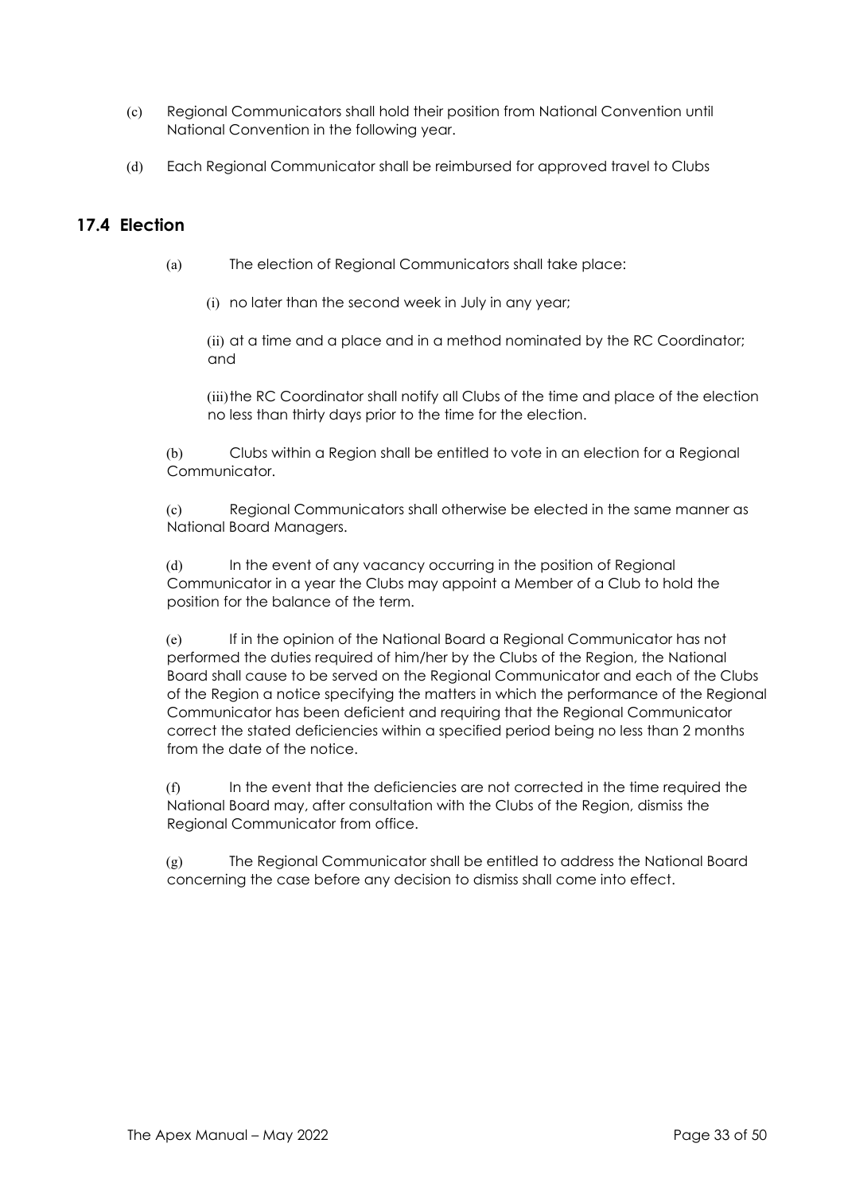(c) Regional Communicators shall hold their position from National Convention until National Convention in the following year.

(d) Each Regional Communicator shall be reimbursed for approved travel to Clubs

## 17.4 Election

(a) The election of Regional Communicators shall take place:

(i) no later than the second week in July in any year;

(ii) at a time and a place and in a method nominated by the RC Coordinator; and

(iii) the RC Coordinator shall notify all Clubs of the time and place of the election no less than thirty days prior to the time for the election.

(b) Clubs within a Region shall be entitled to vote in an election for a Regional Communicator.

(c) Regional Communicators shall otherwise be elected in the same manner as National Board Managers.

(d) In the event of any vacancy occurring in the position of Regional Communicator in a year the Clubs may appoint a Member of a Club to hold the position for the balance of the term.

(e) If in the opinion of the National Board a Regional Communicator has not performed the duties required of him/her by the Clubs of the Region, the National Board shall cause to be served on the Regional Communicator and each of the Clubs of the Region a notice specifying the matters in which the performance of the Regional Communicator has been deficient and requiring that the Regional Communicator correct the stated deficiencies within a specified period being no less than 2 months from the date of the notice.

(f) In the event that the deficiencies are not corrected in the time required the National Board may, after consultation with the Clubs of the Region, dismiss the Regional Communicator from office.

(g) The Regional Communicator shall be entitled to address the National Board concerning the case before any decision to dismiss shall come into effect.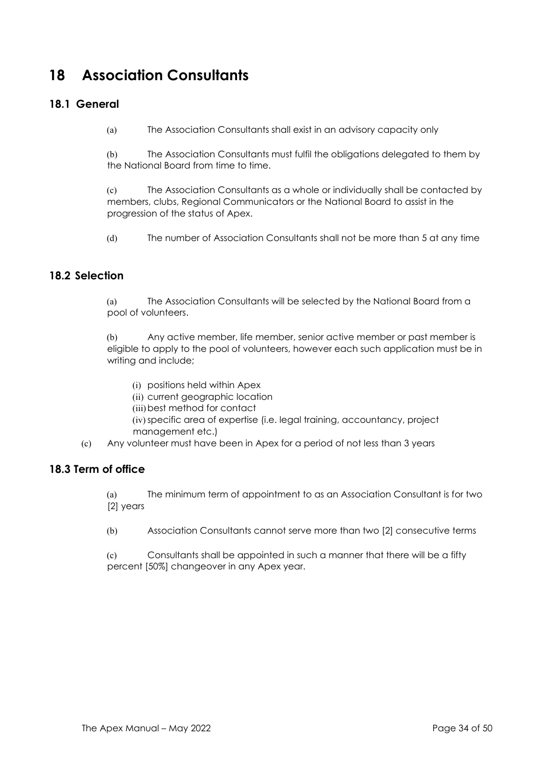# 18 Association Consultants

## 18.1 General

(a) The Association Consultants shall exist in an advisory capacity only

(b) The Association Consultants must fulfil the obligations delegated to them by the National Board from time to time.

(c) The Association Consultants as a whole or individually shall be contacted by members, clubs, Regional Communicators or the National Board to assist in the progression of the status of Apex.

(d) The number of Association Consultants shall not be more than 5 at any time

## 18.2 Selection

(a) The Association Consultants will be selected by the National Board from a pool of volunteers.

(b) Any active member, life member, senior active member or past member is eligible to apply to the pool of volunteers, however each such application must be in writing and include;

- (i) positions held within Apex
- (ii) current geographic location
- (iii) best method for contact
- (iv) specific area of expertise (i.e. legal training, accountancy, project management etc.)

(c) Any volunteer must have been in Apex for a period of not less than 3 years

## 18.3 Term of office

(a) The minimum term of appointment to as an Association Consultant is for two [2] years

(b) Association Consultants cannot serve more than two [2] consecutive terms

(c) Consultants shall be appointed in such a manner that there will be a fifty percent [50%] changeover in any Apex year.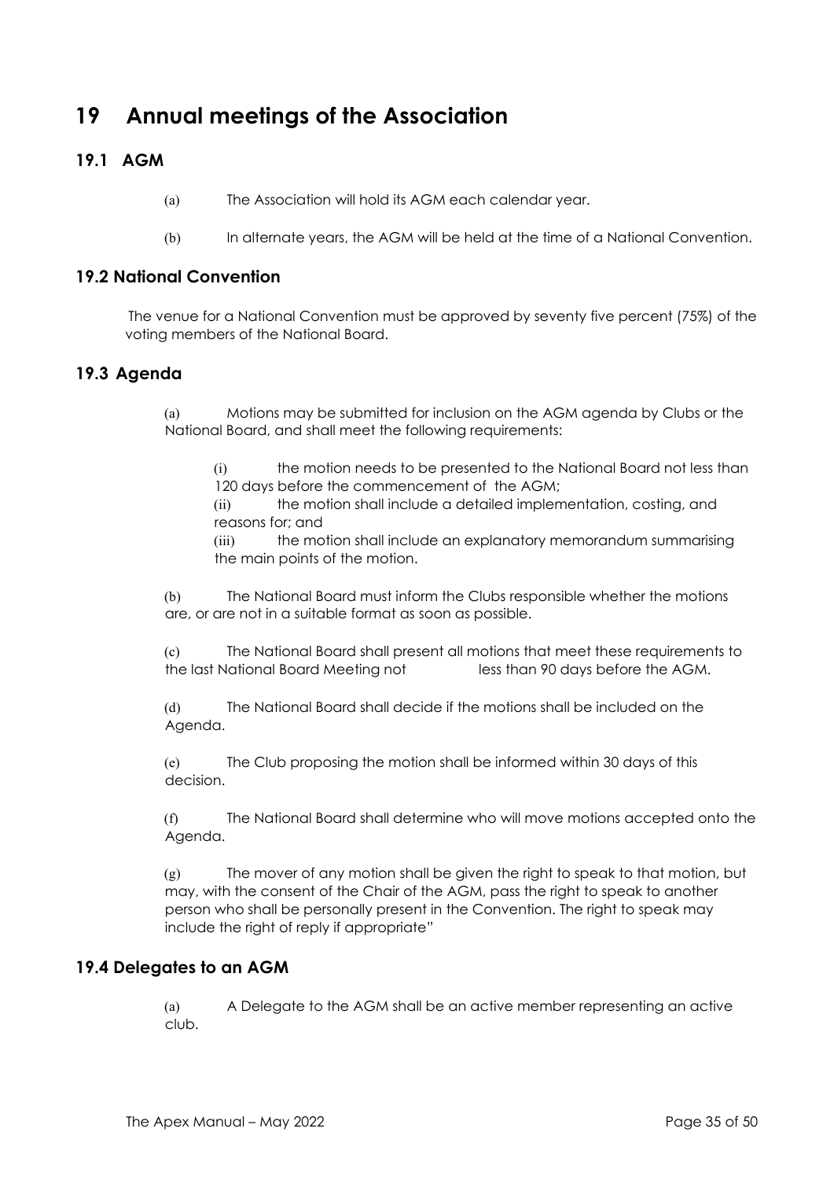# 19 Annual meetings of the Association

## 19.1 AGM

(a) The Association will hold its AGM each calendar year.

(b) In alternate years, the AGM will be held at the time of a National Convention.

## 19.2 National Convention

The venue for a National Convention must be approved by seventy five percent (75%) of the voting members of the National Board.

## 19.3 Agenda

(a) Motions may be submitted for inclusion on the AGM agenda by Clubs or the National Board, and shall meet the following requirements:

(i) the motion needs to be presented to the National Board not less than 120 days before the commencement of the AGM;

(ii) the motion shall include a detailed implementation, costing, and reasons for; and

(iii) the motion shall include an explanatory memorandum summarising the main points of the motion.

(b) The National Board must inform the Clubs responsible whether the motions are, or are not in a suitable format as soon as possible.

(c) The National Board shall present all motions that meet these requirements to the last National Board Meeting not less than 90 days before the AGM.

(d) The National Board shall decide if the motions shall be included on the Agenda.

(e) The Club proposing the motion shall be informed within 30 days of this decision.

(f) The National Board shall determine who will move motions accepted onto the Agenda.

(g) The mover of any motion shall be given the right to speak to that motion, but may, with the consent of the Chair of the AGM, pass the right to speak to another person who shall be personally present in the Convention. The right to speak may include the right of reply if appropriate"

## 19.4 Delegates to an AGM

(a) A Delegate to the AGM shall be an active member representing an active club.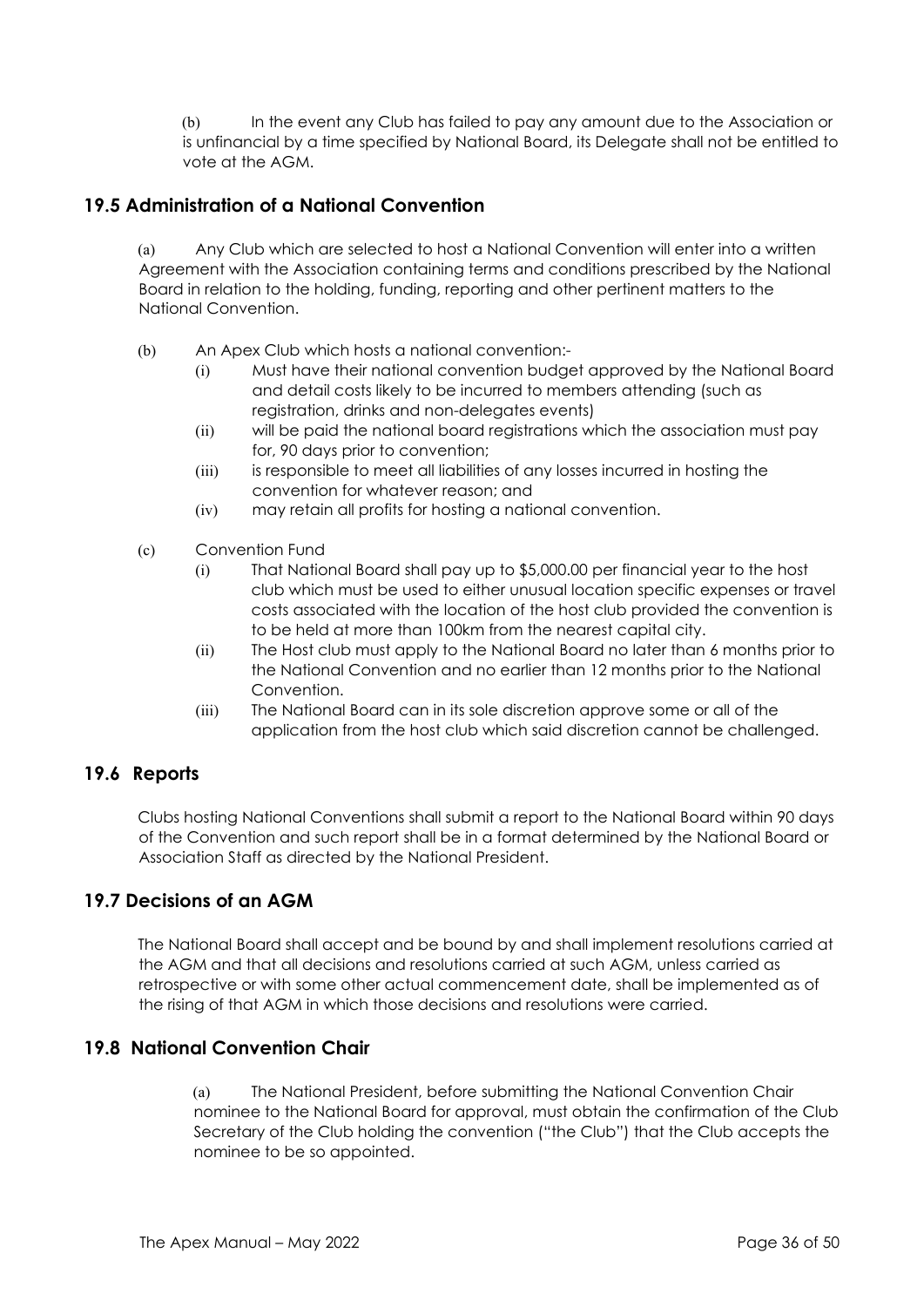(b) In the event any Club has failed to pay any amount due to the Association or is unfinancial by a time specified by National Board, its Delegate shall not be entitled to vote at the AGM.

## 19.5 Administration of a National Convention

(a) Any Club which are selected to host a National Convention will enter into a written Agreement with the Association containing terms and conditions prescribed by the National Board in relation to the holding, funding, reporting and other pertinent matters to the National Convention.

(b) An Apex Club which hosts a national convention:-

- (i) Must have their national convention budget approved by the National Board and detail costs likely to be incurred to members attending (such as registration, drinks and non-delegates events)
- (ii) will be paid the national board registrations which the association must pay for, 90 days prior to convention;
- (iii) is responsible to meet all liabilities of any losses incurred in hosting the convention for whatever reason; and
- (iv) may retain all profits for hosting a national convention.

(c) Convention Fund

- (i) That National Board shall pay up to $5,000.00 per financial year to the host club which must be used to either unusual location specific expenses or travel costs associated with the location of the host club provided the convention is to be held at more than 100km from the nearest capital city.
- (ii) The Host club must apply to the National Board no later than 6 months prior to the National Convention and no earlier than 12 months prior to the National Convention.
- (iii) The National Board can in its sole discretion approve some or all of the application from the host club which said discretion cannot be challenged.

## 19.6 Reports

Clubs hosting National Conventions shall submit a report to the National Board within 90 days of the Convention and such report shall be in a format determined by the National Board or Association Staff as directed by the National President.

## 19.7 Decisions of an AGM

The National Board shall accept and be bound by and shall implement resolutions carried at the AGM and that all decisions and resolutions carried at such AGM, unless carried as retrospective or with some other actual commencement date, shall be implemented as of the rising of that AGM in which those decisions and resolutions were carried.

## 19.8 National Convention Chair

(a) The National President, before submitting the National Convention Chair nominee to the National Board for approval, must obtain the confirmation of the Club Secretary of the Club holding the convention ("the Club") that the Club accepts the nominee to be so appointed.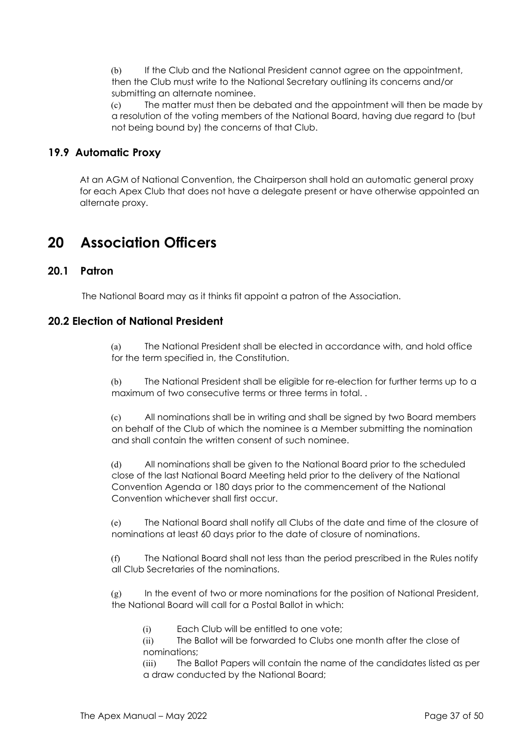(b) If the Club and the National President cannot agree on the appointment, then the Club must write to the National Secretary outlining its concerns and/or submitting an alternate nominee.

(c) The matter must then be debated and the appointment will then be made by a resolution of the voting members of the National Board, having due regard to (but not being bound by) the concerns of that Club.

### 19.9 Automatic Proxy

At an AGM of National Convention, the Chairperson shall hold an automatic general proxy for each Apex Club that does not have a delegate present or have otherwise appointed an alternate proxy.

# 20 Association Officers

### 20.1 Patron

The National Board may as it thinks fit appoint a patron of the Association.

### 20.2 Election of National President

(a) The National President shall be elected in accordance with, and hold office for the term specified in, the Constitution.

(b) The National President shall be eligible for re-election for further terms up to a maximum of two consecutive terms or three terms in total. .

(c) All nominations shall be in writing and shall be signed by two Board members on behalf of the Club of which the nominee is a Member submitting the nomination and shall contain the written consent of such nominee.

(d) All nominations shall be given to the National Board prior to the scheduled close of the last National Board Meeting held prior to the delivery of the National Convention Agenda or 180 days prior to the commencement of the National Convention whichever shall first occur.

(e) The National Board shall notify all Clubs of the date and time of the closure of nominations at least 60 days prior to the date of closure of nominations.

(f) The National Board shall not less than the period prescribed in the Rules notify all Club Secretaries of the nominations.

(g) In the event of two or more nominations for the position of National President, the National Board will call for a Postal Ballot in which:

(i) Each Club will be entitled to one vote;

(ii) The Ballot will be forwarded to Clubs one month after the close of nominations;

(iii) The Ballot Papers will contain the name of the candidates listed as per a draw conducted by the National Board;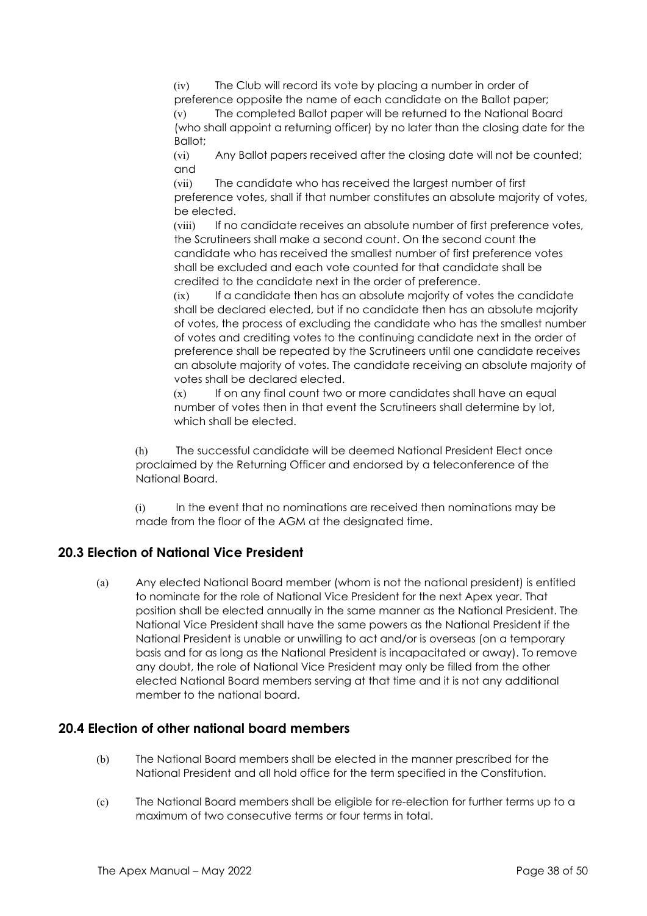(iv) The Club will record its vote by placing a number in order of preference opposite the name of each candidate on the Ballot paper;

(v) The completed Ballot paper will be returned to the National Board (who shall appoint a returning officer) by no later than the closing date for the Ballot;

(vi) Any Ballot papers received after the closing date will not be counted; and

(vii) The candidate who has received the largest number of first preference votes, shall if that number constitutes an absolute majority of votes, be elected.

(viii) If no candidate receives an absolute number of first preference votes, the Scrutineers shall make a second count. On the second count the candidate who has received the smallest number of first preference votes shall be excluded and each vote counted for that candidate shall be credited to the candidate next in the order of preference.

(ix) If a candidate then has an absolute majority of votes the candidate shall be declared elected, but if no candidate then has an absolute majority of votes, the process of excluding the candidate who has the smallest number of votes and crediting votes to the continuing candidate next in the order of preference shall be repeated by the Scrutineers until one candidate receives an absolute majority of votes. The candidate receiving an absolute majority of votes shall be declared elected.

(x) If on any final count two or more candidates shall have an equal number of votes then in that event the Scrutineers shall determine by lot, which shall be elected.

(h) The successful candidate will be deemed National President Elect once proclaimed by the Returning Officer and endorsed by a teleconference of the National Board.

(i) In the event that no nominations are received then nominations may be made from the floor of the AGM at the designated time.

## 20.3 Election of National Vice President

(a) Any elected National Board member (whom is not the national president) is entitled to nominate for the role of National Vice President for the next Apex year. That position shall be elected annually in the same manner as the National President. The National Vice President shall have the same powers as the National President if the National President is unable or unwilling to act and/or is overseas (on a temporary basis and for as long as the National President is incapacitated or away). To remove any doubt, the role of National Vice President may only be filled from the other elected National Board members serving at that time and it is not any additional member to the national board.

## 20.4 Election of other national board members

(b) The National Board members shall be elected in the manner prescribed for the National President and all hold office for the term specified in the Constitution.

(c) The National Board members shall be eligible for re-election for further terms up to a maximum of two consecutive terms or four terms in total.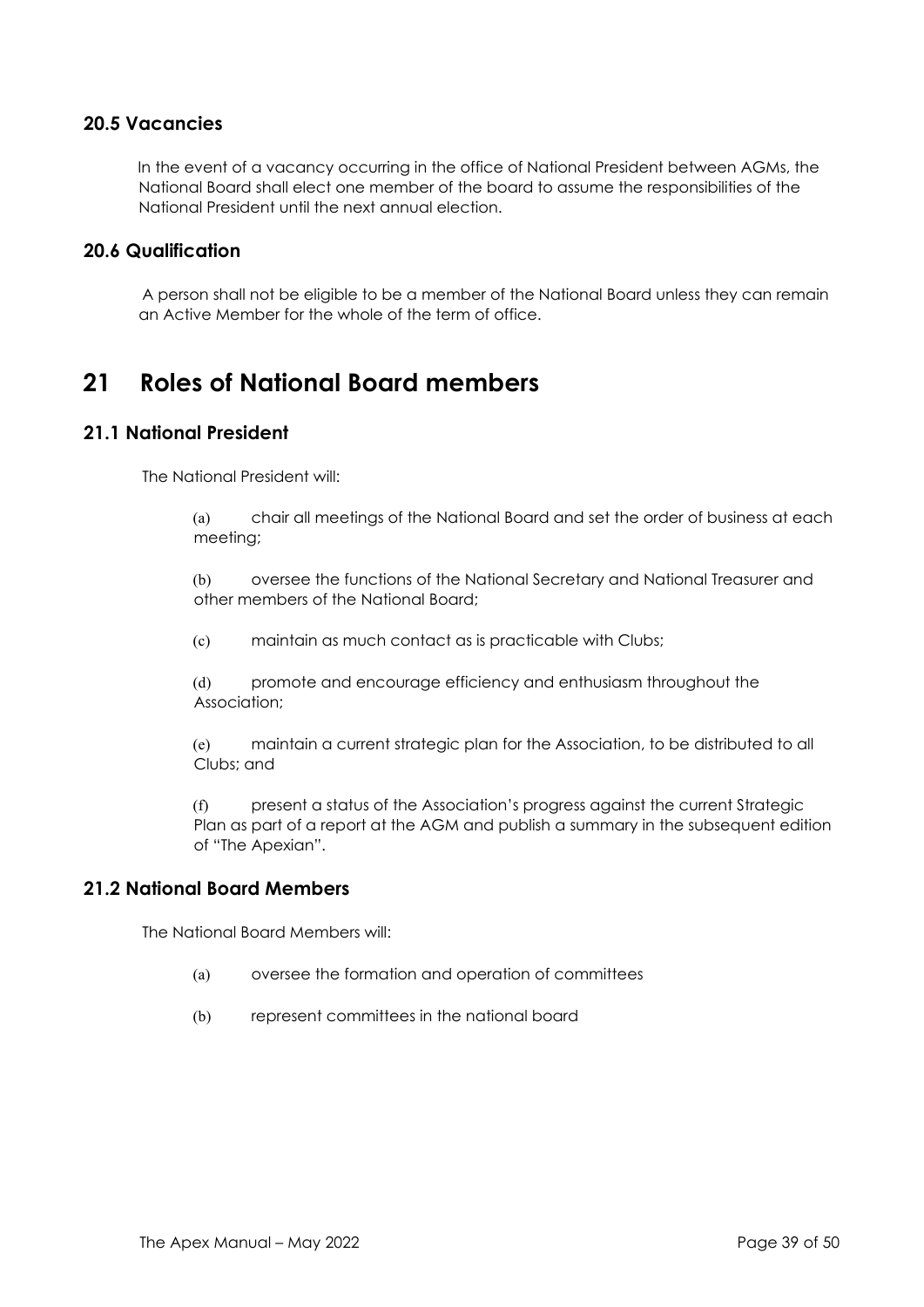### 20.5 Vacancies

In the event of a vacancy occurring in the office of National President between AGMs, the National Board shall elect one member of the board to assume the responsibilities of the National President until the next annual election.

### 20.6 Qualification

A person shall not be eligible to be a member of the National Board unless they can remain an Active Member for the whole of the term of office.

## 21 Roles of National Board members

### 21.1 National President

The National President will:

(a) chair all meetings of the National Board and set the order of business at each meeting;

(b) oversee the functions of the National Secretary and National Treasurer and other members of the National Board;

(c) maintain as much contact as is practicable with Clubs;

(d) promote and encourage efficiency and enthusiasm throughout the Association;

(e) maintain a current strategic plan for the Association, to be distributed to all Clubs; and

(f) present a status of the Association's progress against the current Strategic Plan as part of a report at the AGM and publish a summary in the subsequent edition of "The Apexian".

### 21.2 National Board Members

The National Board Members will:

(a) oversee the formation and operation of committees

(b) represent committees in the national board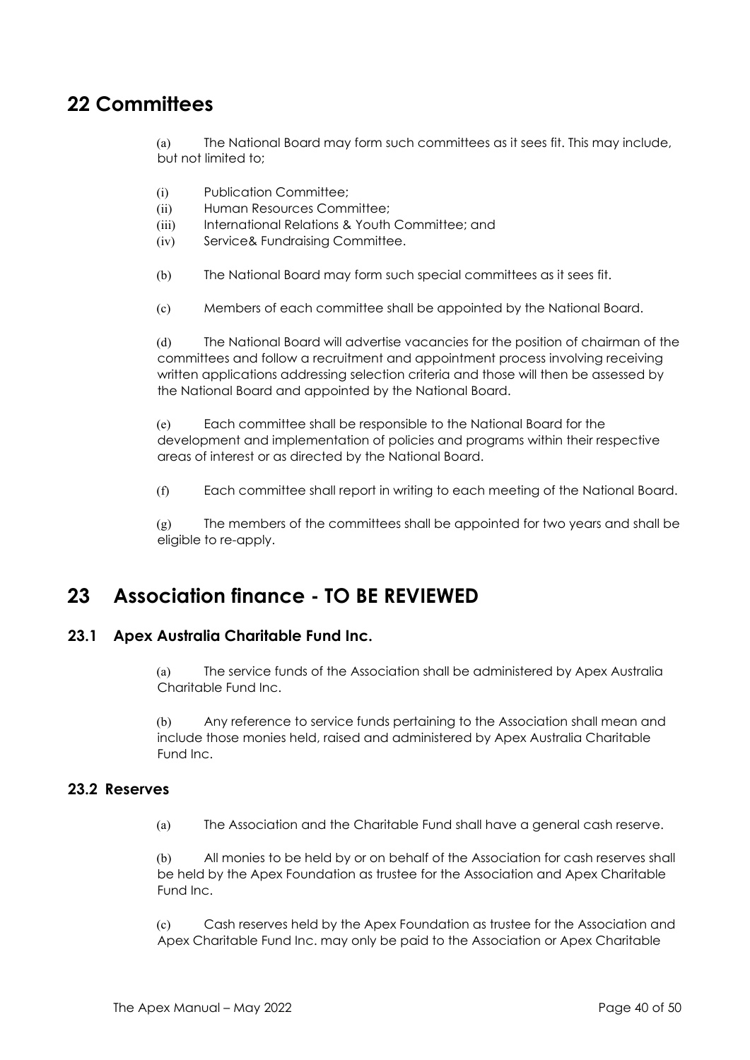# 22 Committees

(a) The National Board may form such committees as it sees fit. This may include, but not limited to;

(i) Publication Committee;
(ii) Human Resources Committee;
(iii) International Relations & Youth Committee; and
(iv) Service& Fundraising Committee.

(b) The National Board may form such special committees as it sees fit.

(c) Members of each committee shall be appointed by the National Board.

(d) The National Board will advertise vacancies for the position of chairman of the committees and follow a recruitment and appointment process involving receiving written applications addressing selection criteria and those will then be assessed by the National Board and appointed by the National Board.

(e) Each committee shall be responsible to the National Board for the development and implementation of policies and programs within their respective areas of interest or as directed by the National Board.

(f) Each committee shall report in writing to each meeting of the National Board.

(g) The members of the committees shall be appointed for two years and shall be eligible to re-apply.

# 23 Association finance - TO BE REVIEWED

## 23.1 Apex Australia Charitable Fund Inc.

(a) The service funds of the Association shall be administered by Apex Australia Charitable Fund Inc.

(b) Any reference to service funds pertaining to the Association shall mean and include those monies held, raised and administered by Apex Australia Charitable Fund Inc.

## 23.2 Reserves

(a) The Association and the Charitable Fund shall have a general cash reserve.

(b) All monies to be held by or on behalf of the Association for cash reserves shall be held by the Apex Foundation as trustee for the Association and Apex Charitable Fund Inc.

(c) Cash reserves held by the Apex Foundation as trustee for the Association and Apex Charitable Fund Inc. may only be paid to the Association or Apex Charitable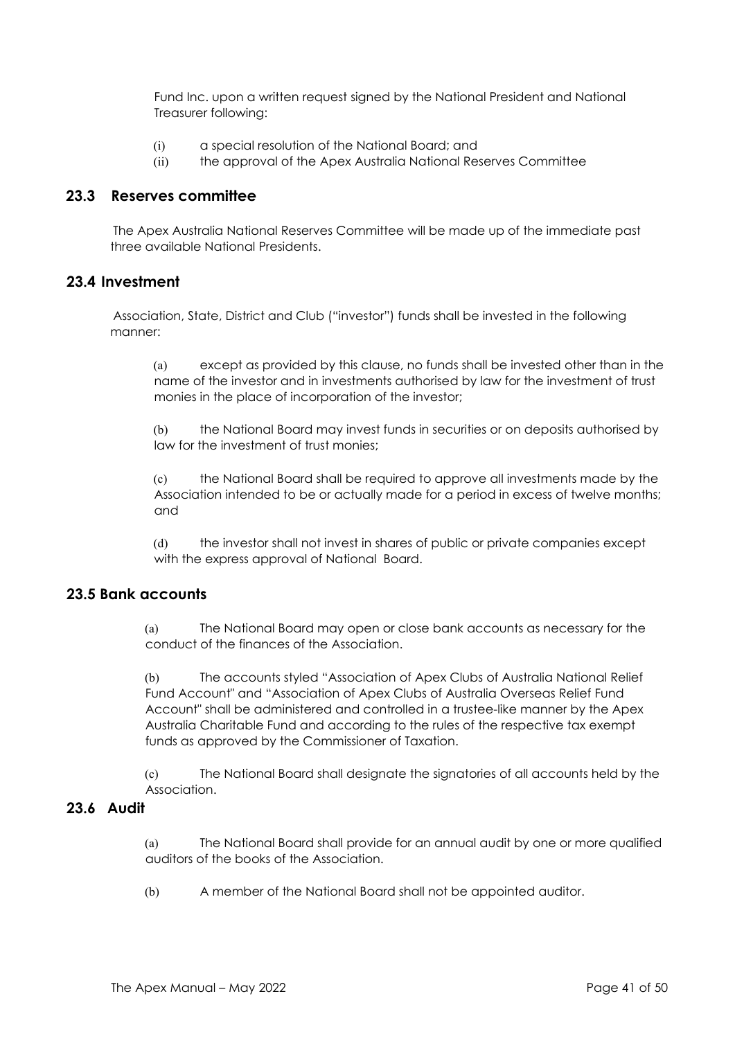Fund Inc. upon a written request signed by the National President and National Treasurer following:

(i) a special resolution of the National Board; and

(ii) the approval of the Apex Australia National Reserves Committee

## 23.3 Reserves committee

The Apex Australia National Reserves Committee will be made up of the immediate past three available National Presidents.

## 23.4 Investment

Association, State, District and Club ("investor") funds shall be invested in the following manner:

(a) except as provided by this clause, no funds shall be invested other than in the name of the investor and in investments authorised by law for the investment of trust monies in the place of incorporation of the investor;

(b) the National Board may invest funds in securities or on deposits authorised by law for the investment of trust monies;

(c) the National Board shall be required to approve all investments made by the Association intended to be or actually made for a period in excess of twelve months; and

(d) the investor shall not invest in shares of public or private companies except with the express approval of National Board.

## 23.5 Bank accounts

(a) The National Board may open or close bank accounts as necessary for the conduct of the finances of the Association.

(b) The accounts styled "Association of Apex Clubs of Australia National Relief Fund Account" and "Association of Apex Clubs of Australia Overseas Relief Fund Account" shall be administered and controlled in a trustee-like manner by the Apex Australia Charitable Fund and according to the rules of the respective tax exempt funds as approved by the Commissioner of Taxation.

(c) The National Board shall designate the signatories of all accounts held by the Association.

## 23.6 Audit

(a) The National Board shall provide for an annual audit by one or more qualified auditors of the books of the Association.

(b) A member of the National Board shall not be appointed auditor.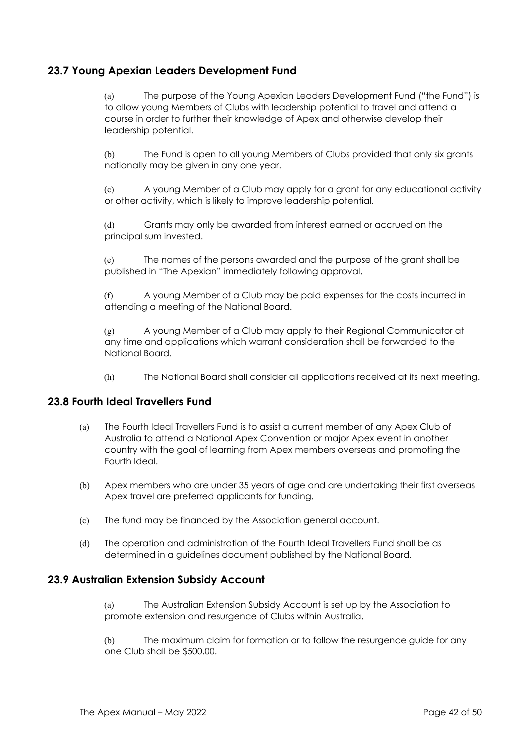## 23.7 Young Apexian Leaders Development Fund

(a) The purpose of the Young Apexian Leaders Development Fund ("the Fund") is to allow young Members of Clubs with leadership potential to travel and attend a course in order to further their knowledge of Apex and otherwise develop their leadership potential.

(b) The Fund is open to all young Members of Clubs provided that only six grants nationally may be given in any one year.

(c) A young Member of a Club may apply for a grant for any educational activity or other activity, which is likely to improve leadership potential.

(d) Grants may only be awarded from interest earned or accrued on the principal sum invested.

(e) The names of the persons awarded and the purpose of the grant shall be published in "The Apexian" immediately following approval.

(f) A young Member of a Club may be paid expenses for the costs incurred in attending a meeting of the National Board.

(g) A young Member of a Club may apply to their Regional Communicator at any time and applications which warrant consideration shall be forwarded to the National Board.

(h) The National Board shall consider all applications received at its next meeting.

## 23.8 Fourth Ideal Travellers Fund

(a) The Fourth Ideal Travellers Fund is to assist a current member of any Apex Club of Australia to attend a National Apex Convention or major Apex event in another country with the goal of learning from Apex members overseas and promoting the Fourth Ideal.

(b) Apex members who are under 35 years of age and are undertaking their first overseas Apex travel are preferred applicants for funding.

(c) The fund may be financed by the Association general account.

(d) The operation and administration of the Fourth Ideal Travellers Fund shall be as determined in a guidelines document published by the National Board.

## 23.9 Australian Extension Subsidy Account

(a) The Australian Extension Subsidy Account is set up by the Association to promote extension and resurgence of Clubs within Australia.

(b) The maximum claim for formation or to follow the resurgence guide for any one Club shall be $500.00.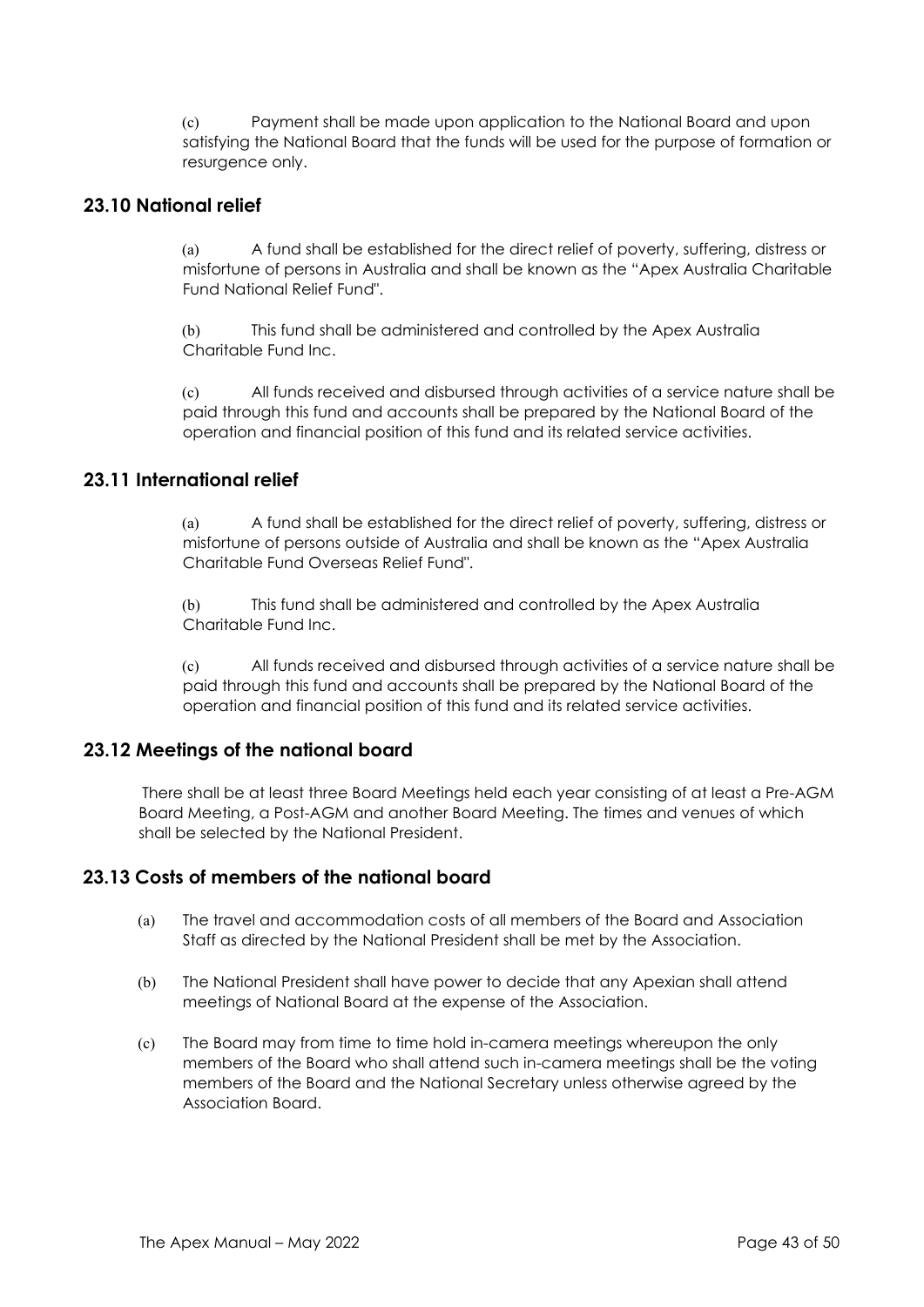(c) Payment shall be made upon application to the National Board and upon satisfying the National Board that the funds will be used for the purpose of formation or resurgence only.

## 23.10 National relief

(a) A fund shall be established for the direct relief of poverty, suffering, distress or misfortune of persons in Australia and shall be known as the "Apex Australia Charitable Fund National Relief Fund".

(b) This fund shall be administered and controlled by the Apex Australia Charitable Fund Inc.

(c) All funds received and disbursed through activities of a service nature shall be paid through this fund and accounts shall be prepared by the National Board of the operation and financial position of this fund and its related service activities.

## 23.11 International relief

(a) A fund shall be established for the direct relief of poverty, suffering, distress or misfortune of persons outside of Australia and shall be known as the "Apex Australia Charitable Fund Overseas Relief Fund".

(b) This fund shall be administered and controlled by the Apex Australia Charitable Fund Inc.

(c) All funds received and disbursed through activities of a service nature shall be paid through this fund and accounts shall be prepared by the National Board of the operation and financial position of this fund and its related service activities.

## 23.12 Meetings of the national board

There shall be at least three Board Meetings held each year consisting of at least a Pre-AGM Board Meeting, a Post-AGM and another Board Meeting. The times and venues of which shall be selected by the National President.

## 23.13 Costs of members of the national board

(a) The travel and accommodation costs of all members of the Board and Association Staff as directed by the National President shall be met by the Association.

(b) The National President shall have power to decide that any Apexian shall attend meetings of National Board at the expense of the Association.

(c) The Board may from time to time hold in-camera meetings whereupon the only members of the Board who shall attend such in-camera meetings shall be the voting members of the Board and the National Secretary unless otherwise agreed by the Association Board.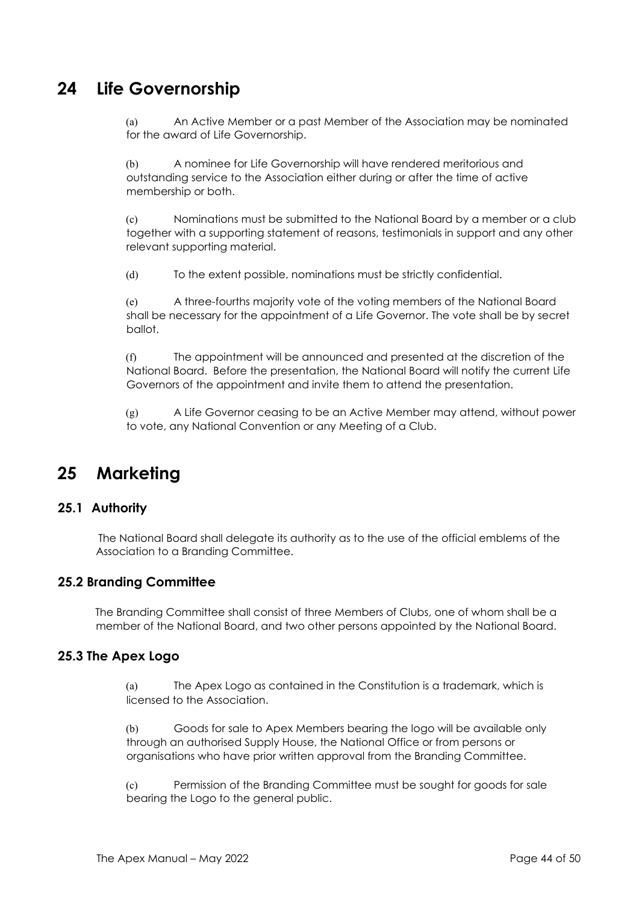# 24 Life Governorship

(a) An Active Member or a past Member of the Association may be nominated for the award of Life Governorship.

(b) A nominee for Life Governorship will have rendered meritorious and outstanding service to the Association either during or after the time of active membership or both.

(c) Nominations must be submitted to the National Board by a member or a club together with a supporting statement of reasons, testimonials in support and any other relevant supporting material.

(d) To the extent possible, nominations must be strictly confidential.

(e) A three-fourths majority vote of the voting members of the National Board shall be necessary for the appointment of a Life Governor. The vote shall be by secret ballot.

(f) The appointment will be announced and presented at the discretion of the National Board. Before the presentation, the National Board will notify the current Life Governors of the appointment and invite them to attend the presentation.

(g) A Life Governor ceasing to be an Active Member may attend, without power to vote, any National Convention or any Meeting of a Club.

# 25 Marketing

## 25.1 Authority

The National Board shall delegate its authority as to the use of the official emblems of the Association to a Branding Committee.

## 25.2 Branding Committee

The Branding Committee shall consist of three Members of Clubs, one of whom shall be a member of the National Board, and two other persons appointed by the National Board.

## 25.3 The Apex Logo

(a) The Apex Logo as contained in the Constitution is a trademark, which is licensed to the Association.

(b) Goods for sale to Apex Members bearing the logo will be available only through an authorised Supply House, the National Office or from persons or organisations who have prior written approval from the Branding Committee.

(c) Permission of the Branding Committee must be sought for goods for sale bearing the Logo to the general public.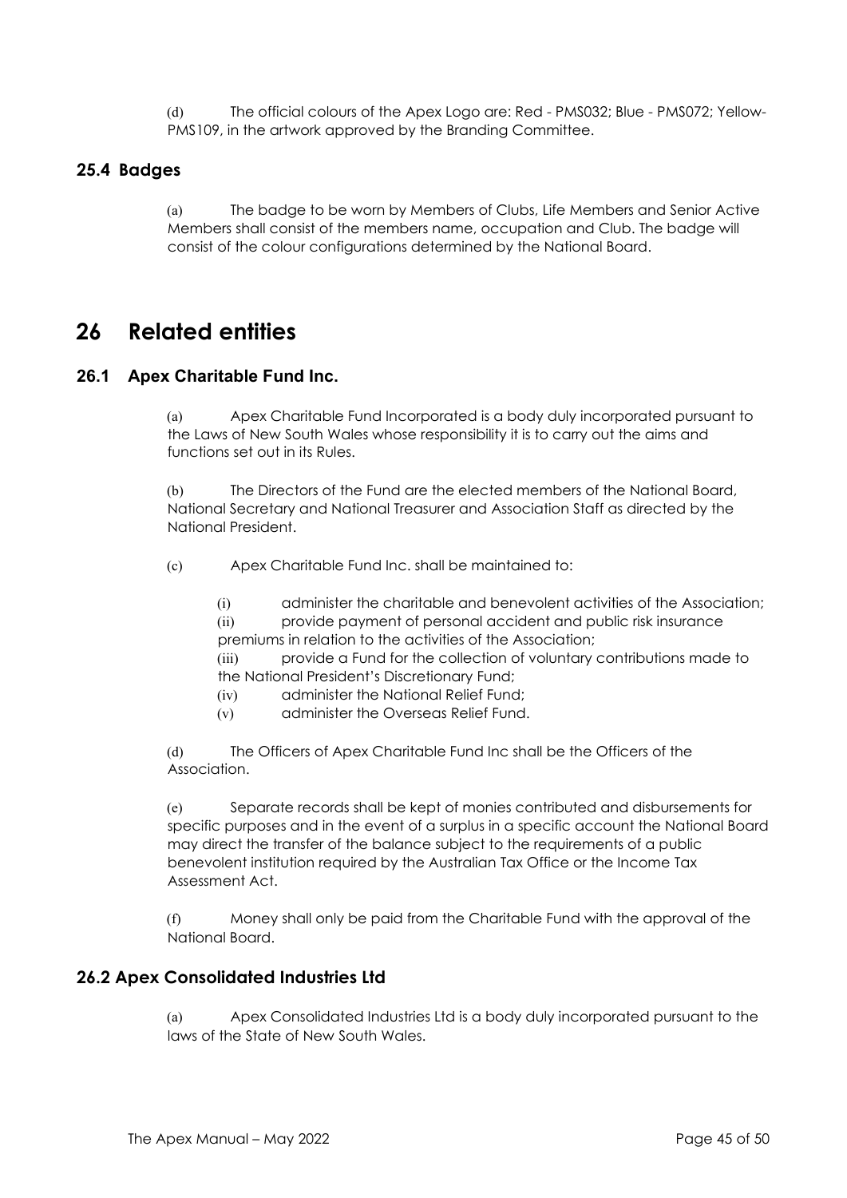(d) The official colours of the Apex Logo are: Red - PMS032; Blue - PMS072; Yellow-PMS109, in the artwork approved by the Branding Committee.

### 25.4 Badges

(a) The badge to be worn by Members of Clubs, Life Members and Senior Active Members shall consist of the members name, occupation and Club. The badge will consist of the colour configurations determined by the National Board.

## 26 Related entities

### 26.1 Apex Charitable Fund Inc.

(a) Apex Charitable Fund Incorporated is a body duly incorporated pursuant to the Laws of New South Wales whose responsibility it is to carry out the aims and functions set out in its Rules.

(b) The Directors of the Fund are the elected members of the National Board, National Secretary and National Treasurer and Association Staff as directed by the National President.

(c) Apex Charitable Fund Inc. shall be maintained to:

(i) administer the charitable and benevolent activities of the Association;
(ii) provide payment of personal accident and public risk insurance premiums in relation to the activities of the Association;
(iii) provide a Fund for the collection of voluntary contributions made to the National President's Discretionary Fund;
(iv) administer the National Relief Fund;
(v) administer the Overseas Relief Fund.

(d) The Officers of Apex Charitable Fund Inc shall be the Officers of the Association.

(e) Separate records shall be kept of monies contributed and disbursements for specific purposes and in the event of a surplus in a specific account the National Board may direct the transfer of the balance subject to the requirements of a public benevolent institution required by the Australian Tax Office or the Income Tax Assessment Act.

(f) Money shall only be paid from the Charitable Fund with the approval of the National Board.

### 26.2 Apex Consolidated Industries Ltd

(a) Apex Consolidated Industries Ltd is a body duly incorporated pursuant to the laws of the State of New South Wales.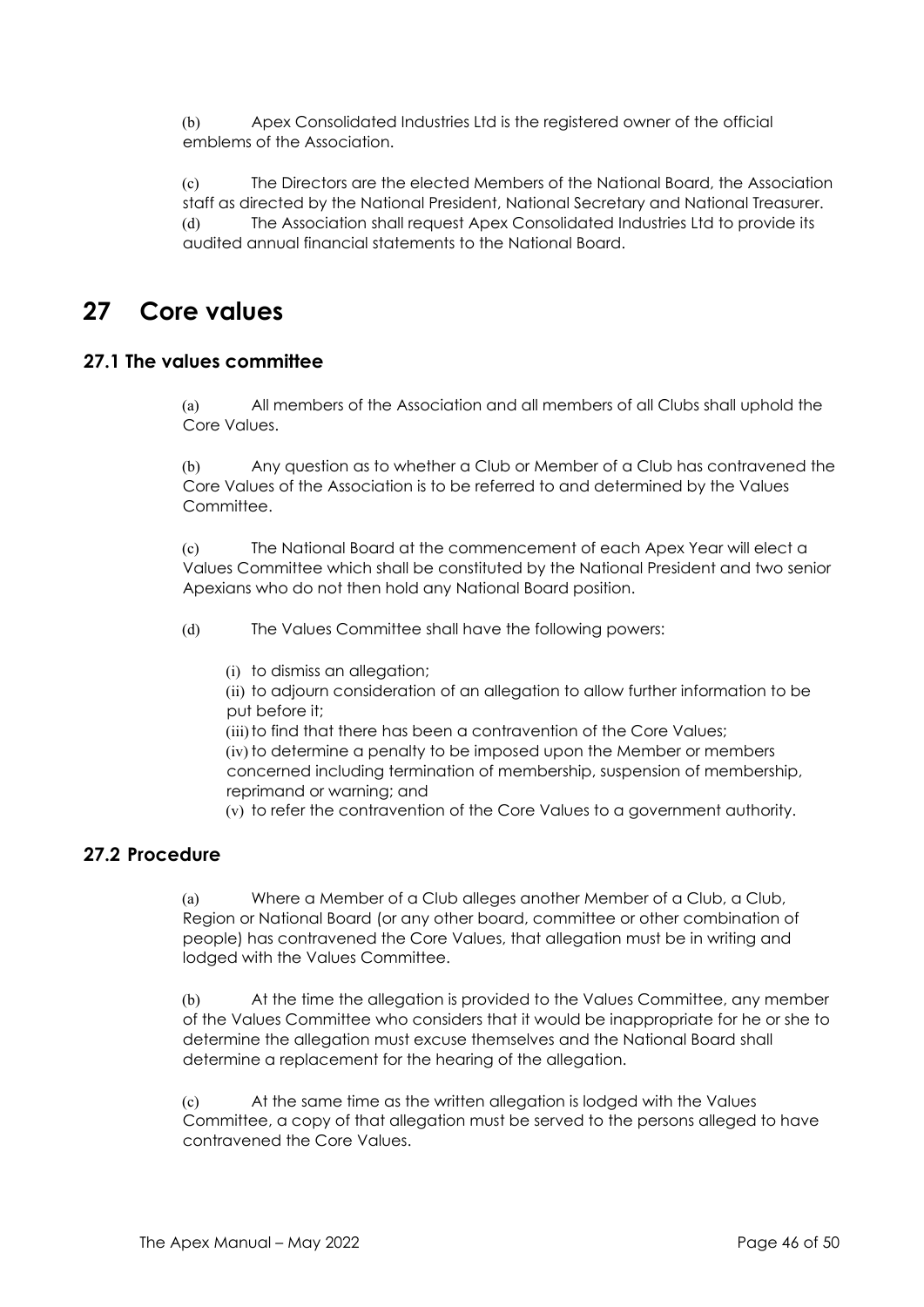(b) Apex Consolidated Industries Ltd is the registered owner of the official emblems of the Association.

(c) The Directors are the elected Members of the National Board, the Association staff as directed by the National President, National Secretary and National Treasurer.

(d) The Association shall request Apex Consolidated Industries Ltd to provide its audited annual financial statements to the National Board.

# 27 Core values

## 27.1 The values committee

(a) All members of the Association and all members of all Clubs shall uphold the Core Values.

(b) Any question as to whether a Club or Member of a Club has contravened the Core Values of the Association is to be referred to and determined by the Values Committee.

(c) The National Board at the commencement of each Apex Year will elect a Values Committee which shall be constituted by the National President and two senior Apexians who do not then hold any National Board position.

(d) The Values Committee shall have the following powers:

(i) to dismiss an allegation;

(ii) to adjourn consideration of an allegation to allow further information to be put before it;

(iii) to find that there has been a contravention of the Core Values;

(iv) to determine a penalty to be imposed upon the Member or members concerned including termination of membership, suspension of membership, reprimand or warning; and

(v) to refer the contravention of the Core Values to a government authority.

## 27.2 Procedure

(a) Where a Member of a Club alleges another Member of a Club, a Club, Region or National Board (or any other board, committee or other combination of people) has contravened the Core Values, that allegation must be in writing and lodged with the Values Committee.

(b) At the time the allegation is provided to the Values Committee, any member of the Values Committee who considers that it would be inappropriate for he or she to determine the allegation must excuse themselves and the National Board shall determine a replacement for the hearing of the allegation.

(c) At the same time as the written allegation is lodged with the Values Committee, a copy of that allegation must be served to the persons alleged to have contravened the Core Values.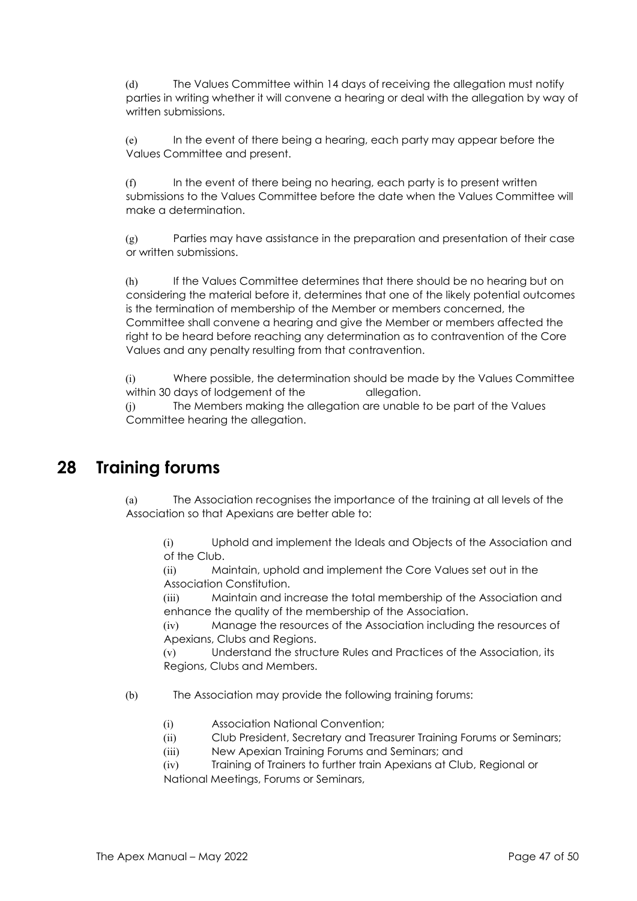(d) The Values Committee within 14 days of receiving the allegation must notify parties in writing whether it will convene a hearing or deal with the allegation by way of written submissions.

(e) In the event of there being a hearing, each party may appear before the Values Committee and present.

(f) In the event of there being no hearing, each party is to present written submissions to the Values Committee before the date when the Values Committee will make a determination.

(g) Parties may have assistance in the preparation and presentation of their case or written submissions.

(h) If the Values Committee determines that there should be no hearing but on considering the material before it, determines that one of the likely potential outcomes is the termination of membership of the Member or members concerned, the Committee shall convene a hearing and give the Member or members affected the right to be heard before reaching any determination as to contravention of the Core Values and any penalty resulting from that contravention.

(i) Where possible, the determination should be made by the Values Committee within 30 days of lodgement of the allegation.

(j) The Members making the allegation are unable to be part of the Values Committee hearing the allegation.

# 28 Training forums

(a) The Association recognises the importance of the training at all levels of the Association so that Apexians are better able to:

(i) Uphold and implement the Ideals and Objects of the Association and of the Club.

(ii) Maintain, uphold and implement the Core Values set out in the Association Constitution.

(iii) Maintain and increase the total membership of the Association and enhance the quality of the membership of the Association.

(iv) Manage the resources of the Association including the resources of Apexians, Clubs and Regions.

(v) Understand the structure Rules and Practices of the Association, its Regions, Clubs and Members.

(b) The Association may provide the following training forums:

(i) Association National Convention;

(ii) Club President, Secretary and Treasurer Training Forums or Seminars;

(iii) New Apexian Training Forums and Seminars; and

(iv) Training of Trainers to further train Apexians at Club, Regional or National Meetings, Forums or Seminars,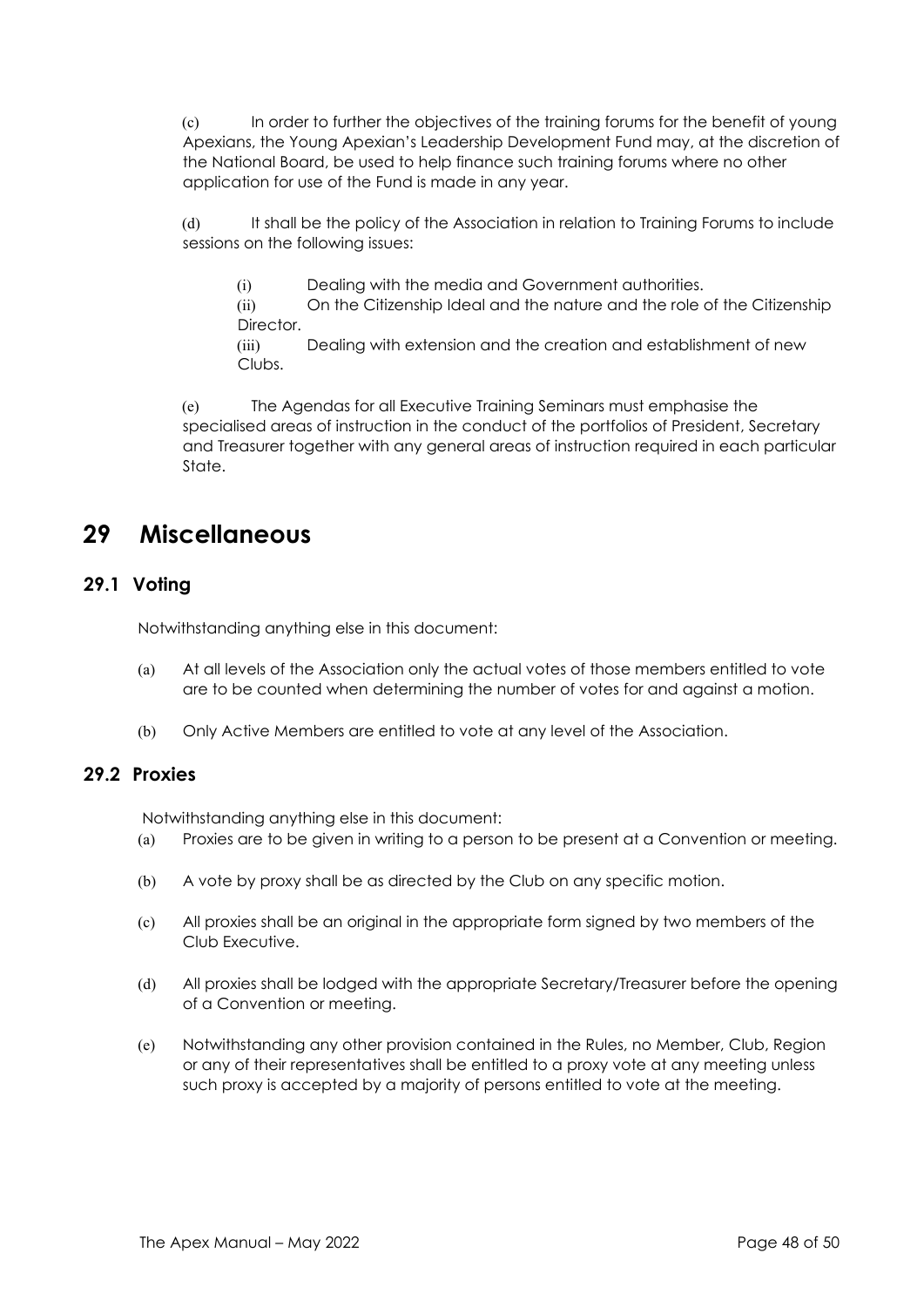(c) In order to further the objectives of the training forums for the benefit of young Apexians, the Young Apexian's Leadership Development Fund may, at the discretion of the National Board, be used to help finance such training forums where no other application for use of the Fund is made in any year.

(d) It shall be the policy of the Association in relation to Training Forums to include sessions on the following issues:

(i) Dealing with the media and Government authorities.

(ii) On the Citizenship Ideal and the nature and the role of the Citizenship Director.

(iii) Dealing with extension and the creation and establishment of new Clubs.

(e) The Agendas for all Executive Training Seminars must emphasise the specialised areas of instruction in the conduct of the portfolios of President, Secretary and Treasurer together with any general areas of instruction required in each particular State.

# 29 Miscellaneous

## 29.1 Voting

Notwithstanding anything else in this document:

(a) At all levels of the Association only the actual votes of those members entitled to vote are to be counted when determining the number of votes for and against a motion.

(b) Only Active Members are entitled to vote at any level of the Association.

## 29.2 Proxies

Notwithstanding anything else in this document:

(a) Proxies are to be given in writing to a person to be present at a Convention or meeting.

(b) A vote by proxy shall be as directed by the Club on any specific motion.

(c) All proxies shall be an original in the appropriate form signed by two members of the Club Executive.

(d) All proxies shall be lodged with the appropriate Secretary/Treasurer before the opening of a Convention or meeting.

(e) Notwithstanding any other provision contained in the Rules, no Member, Club, Region or any of their representatives shall be entitled to a proxy vote at any meeting unless such proxy is accepted by a majority of persons entitled to vote at the meeting.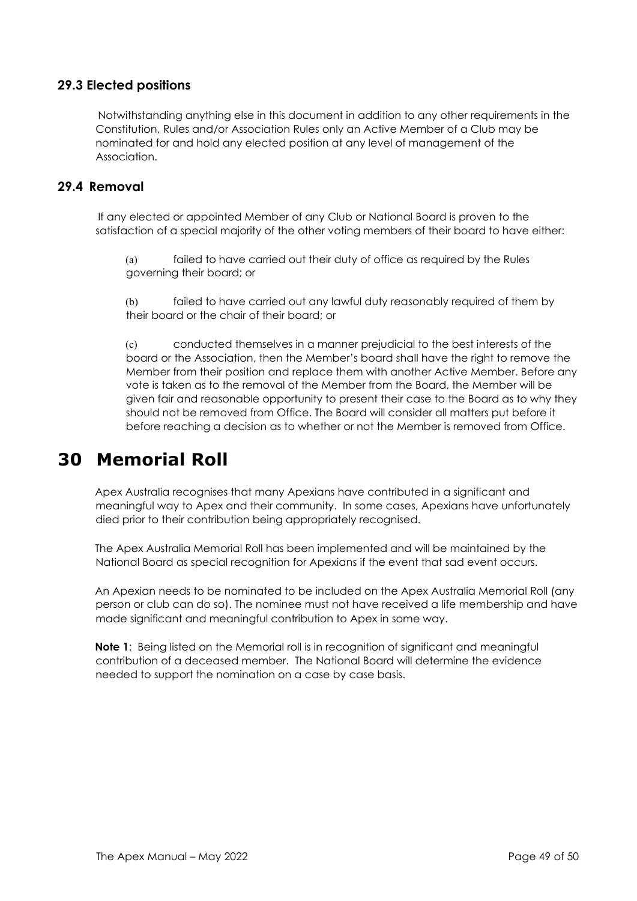### 29.3 Elected positions

Notwithstanding anything else in this document in addition to any other requirements in the Constitution, Rules and/or Association Rules only an Active Member of a Club may be nominated for and hold any elected position at any level of management of the Association.

### 29.4 Removal

If any elected or appointed Member of any Club or National Board is proven to the satisfaction of a special majority of the other voting members of their board to have either:

(a) failed to have carried out their duty of office as required by the Rules governing their board; or

(b) failed to have carried out any lawful duty reasonably required of them by their board or the chair of their board; or

(c) conducted themselves in a manner prejudicial to the best interests of the board or the Association, then the Member's board shall have the right to remove the Member from their position and replace them with another Active Member. Before any vote is taken as to the removal of the Member from the Board, the Member will be given fair and reasonable opportunity to present their case to the Board as to why they should not be removed from Office. The Board will consider all matters put before it before reaching a decision as to whether or not the Member is removed from Office.

# 30 Memorial Roll

Apex Australia recognises that many Apexians have contributed in a significant and meaningful way to Apex and their community. In some cases, Apexians have unfortunately died prior to their contribution being appropriately recognised.

The Apex Australia Memorial Roll has been implemented and will be maintained by the National Board as special recognition for Apexians if the event that sad event occurs.

An Apexian needs to be nominated to be included on the Apex Australia Memorial Roll (any person or club can do so). The nominee must not have received a life membership and have made significant and meaningful contribution to Apex in some way.

**Note 1**: Being listed on the Memorial roll is in recognition of significant and meaningful contribution of a deceased member. The National Board will determine the evidence needed to support the nomination on a case by case basis.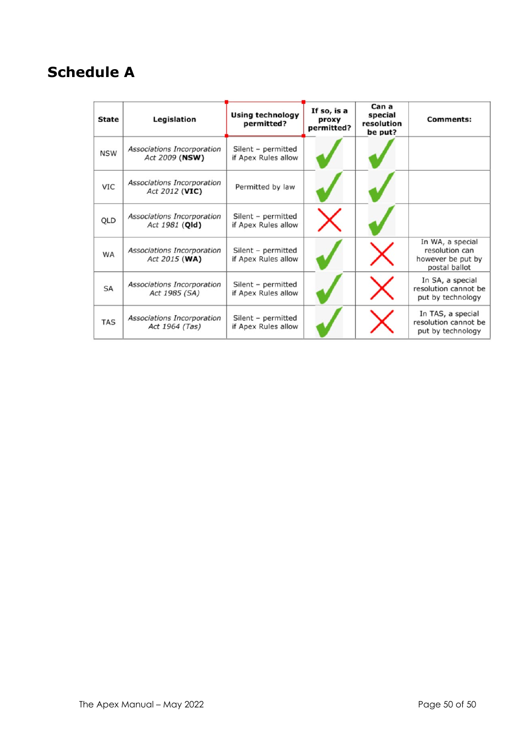# Schedule A

| State | Legislation | Using technology permitted? | If so, is a proxy permitted? | Can a special resolution be put? | Comments: |
| --- | --- | --- | --- | --- | --- |
| NSW | *Associations Incorporation Act 2009* (**NSW**) | Silent – permitted if Apex Rules allow | ✓ | ✓ | |
| VIC | *Associations Incorporation Act 2012* (**VIC**) | Permitted by law | ✓ | ✓ | |
| QLD | *Associations Incorporation Act 1981* (**Qld**) | Silent – permitted if Apex Rules allow | ✗ | ✓ | |
| WA | *Associations Incorporation Act 2015* (**WA**) | Silent – permitted if Apex Rules allow | ✓ | ✗ | In WA, a special resolution can however be put by postal ballot |
| SA | *Associations Incorporation Act 1985 (SA)* | Silent – permitted if Apex Rules allow | ✓ | ✗ | In SA, a special resolution cannot be put by technology |
| TAS | *Associations Incorporation Act 1964 (Tas)* | Silent – permitted if Apex Rules allow | ✓ | ✗ | In TAS, a special resolution cannot be put by technology |